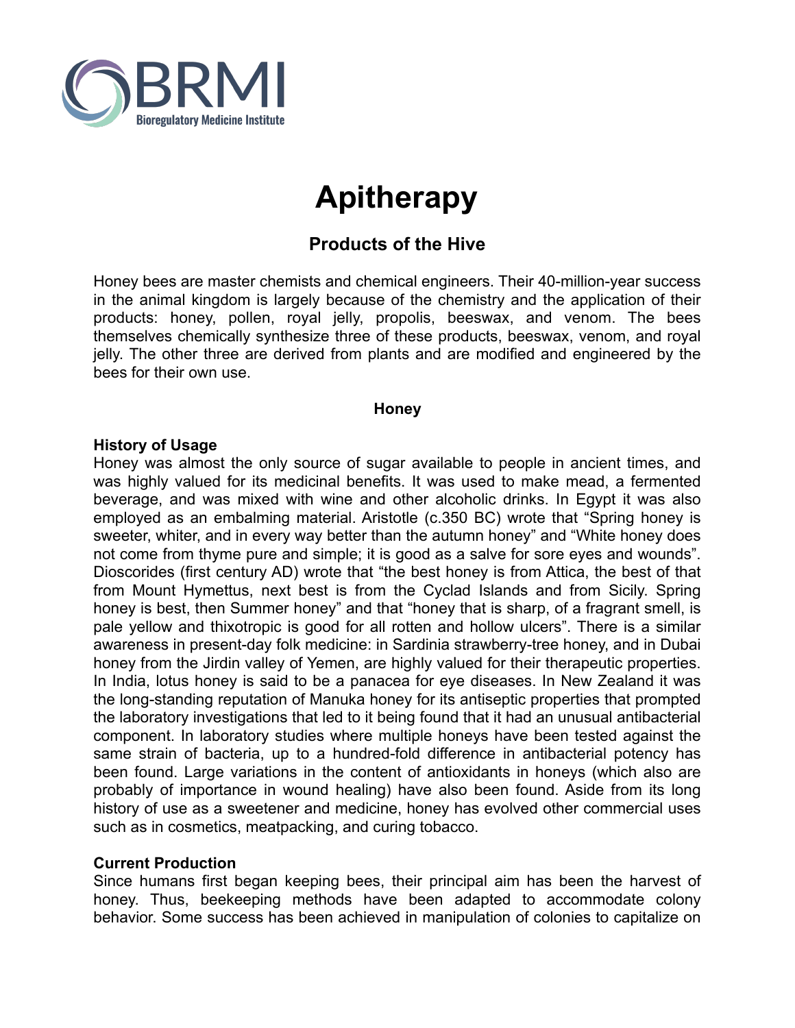BRMI

Bioregulatory Medicine Institute

# Apitherapy

## Products of the Hive

Honey bees are master chemists and chemical engineers. Their 40-million-year success in the animal kingdom is largely because of the chemistry and the application of their products: honey, pollen, royal jelly, propolis, beeswax, and venom. The bees themselves chemically synthesize three of these products, beeswax, venom, and royal jelly. The other three are derived from plants and are modified and engineered by the bees for their own use.

### Honey

**History of Usage**

Honey was almost the only source of sugar available to people in ancient times, and was highly valued for its medicinal benefits. It was used to make mead, a fermented beverage, and was mixed with wine and other alcoholic drinks. In Egypt it was also employed as an embalming material. Aristotle (c.350 BC) wrote that "Spring honey is sweeter, whiter, and in every way better than the autumn honey" and "White honey does not come from thyme pure and simple; it is good as a salve for sore eyes and wounds". Dioscorides (first century AD) wrote that "the best honey is from Attica, the best of that from Mount Hymettus, next best is from the Cyclad Islands and from Sicily. Spring honey is best, then Summer honey" and that "honey that is sharp, of a fragrant smell, is pale yellow and thixotropic is good for all rotten and hollow ulcers". There is a similar awareness in present-day folk medicine: in Sardinia strawberry-tree honey, and in Dubai honey from the Jirdin valley of Yemen, are highly valued for their therapeutic properties. In India, lotus honey is said to be a panacea for eye diseases. In New Zealand it was the long-standing reputation of Manuka honey for its antiseptic properties that prompted the laboratory investigations that led to it being found that it had an unusual antibacterial component. In laboratory studies where multiple honeys have been tested against the same strain of bacteria, up to a hundred-fold difference in antibacterial potency has been found. Large variations in the content of antioxidants in honeys (which also are probably of importance in wound healing) have also been found. Aside from its long history of use as a sweetener and medicine, honey has evolved other commercial uses such as in cosmetics, meatpacking, and curing tobacco.

**Current Production**

Since humans first began keeping bees, their principal aim has been the harvest of honey. Thus, beekeeping methods have been adapted to accommodate colony behavior. Some success has been achieved in manipulation of colonies to capitalize on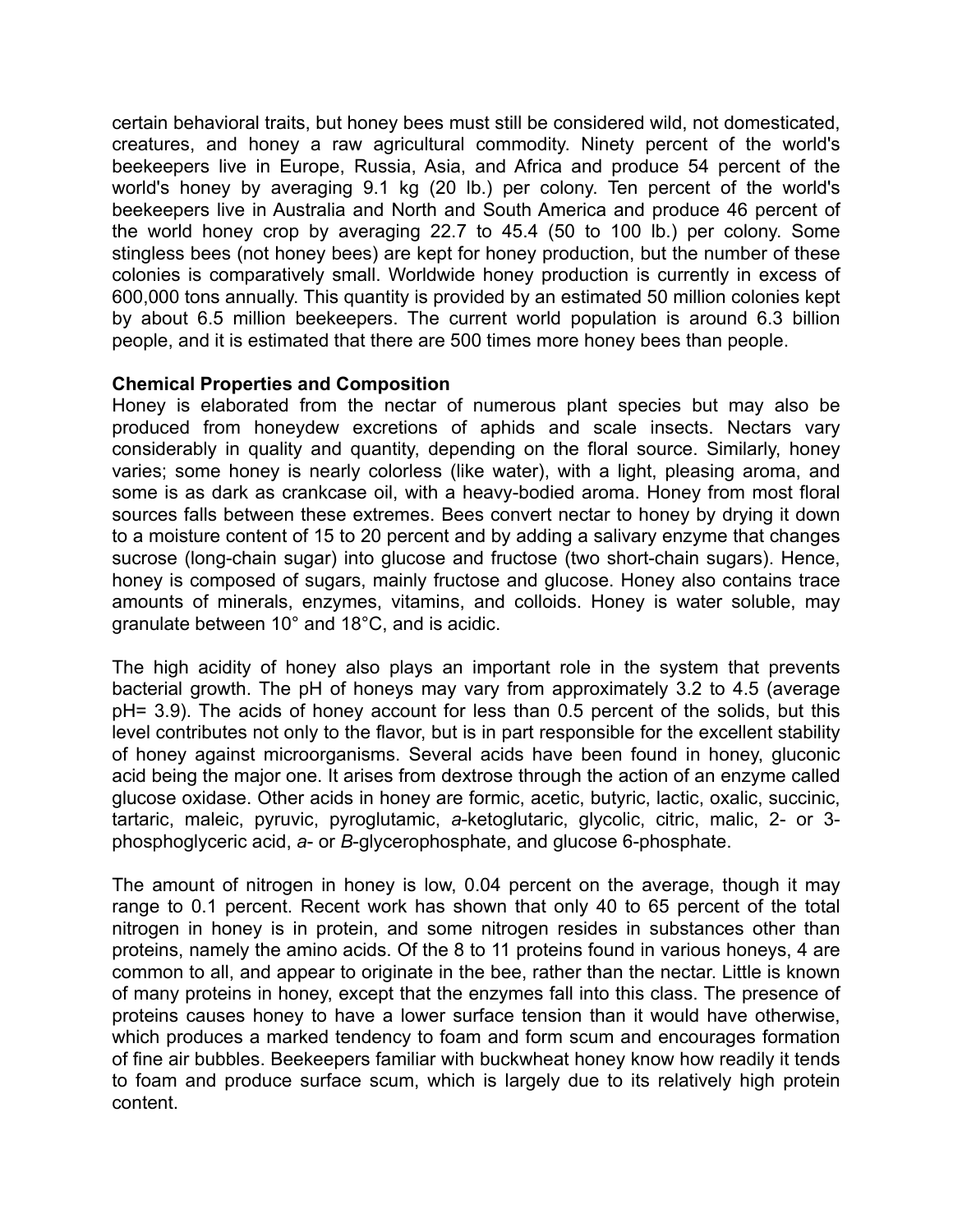certain behavioral traits, but honey bees must still be considered wild, not domesticated, creatures, and honey a raw agricultural commodity. Ninety percent of the world's beekeepers live in Europe, Russia, Asia, and Africa and produce 54 percent of the world's honey by averaging 9.1 kg (20 lb.) per colony. Ten percent of the world's beekeepers live in Australia and North and South America and produce 46 percent of the world honey crop by averaging 22.7 to 45.4 (50 to 100 lb.) per colony. Some stingless bees (not honey bees) are kept for honey production, but the number of these colonies is comparatively small. Worldwide honey production is currently in excess of 600,000 tons annually. This quantity is provided by an estimated 50 million colonies kept by about 6.5 million beekeepers. The current world population is around 6.3 billion people, and it is estimated that there are 500 times more honey bees than people.

**Chemical Properties and Composition**

Honey is elaborated from the nectar of numerous plant species but may also be produced from honeydew excretions of aphids and scale insects. Nectars vary considerably in quality and quantity, depending on the floral source. Similarly, honey varies; some honey is nearly colorless (like water), with a light, pleasing aroma, and some is as dark as crankcase oil, with a heavy-bodied aroma. Honey from most floral sources falls between these extremes. Bees convert nectar to honey by drying it down to a moisture content of 15 to 20 percent and by adding a salivary enzyme that changes sucrose (long-chain sugar) into glucose and fructose (two short-chain sugars). Hence, honey is composed of sugars, mainly fructose and glucose. Honey also contains trace amounts of minerals, enzymes, vitamins, and colloids. Honey is water soluble, may granulate between 10° and 18°C, and is acidic.

The high acidity of honey also plays an important role in the system that prevents bacterial growth. The pH of honeys may vary from approximately 3.2 to 4.5 (average pH= 3.9). The acids of honey account for less than 0.5 percent of the solids, but this level contributes not only to the flavor, but is in part responsible for the excellent stability of honey against microorganisms. Several acids have been found in honey, gluconic acid being the major one. It arises from dextrose through the action of an enzyme called glucose oxidase. Other acids in honey are formic, acetic, butyric, lactic, oxalic, succinic, tartaric, maleic, pyruvic, pyroglutamic, *a*-ketoglutaric, glycolic, citric, malic, 2- or 3-phosphoglyceric acid, *a*- or *B*-glycerophosphate, and glucose 6-phosphate.

The amount of nitrogen in honey is low, 0.04 percent on the average, though it may range to 0.1 percent. Recent work has shown that only 40 to 65 percent of the total nitrogen in honey is in protein, and some nitrogen resides in substances other than proteins, namely the amino acids. Of the 8 to 11 proteins found in various honeys, 4 are common to all, and appear to originate in the bee, rather than the nectar. Little is known of many proteins in honey, except that the enzymes fall into this class. The presence of proteins causes honey to have a lower surface tension than it would have otherwise, which produces a marked tendency to foam and form scum and encourages formation of fine air bubbles. Beekeepers familiar with buckwheat honey know how readily it tends to foam and produce surface scum, which is largely due to its relatively high protein content.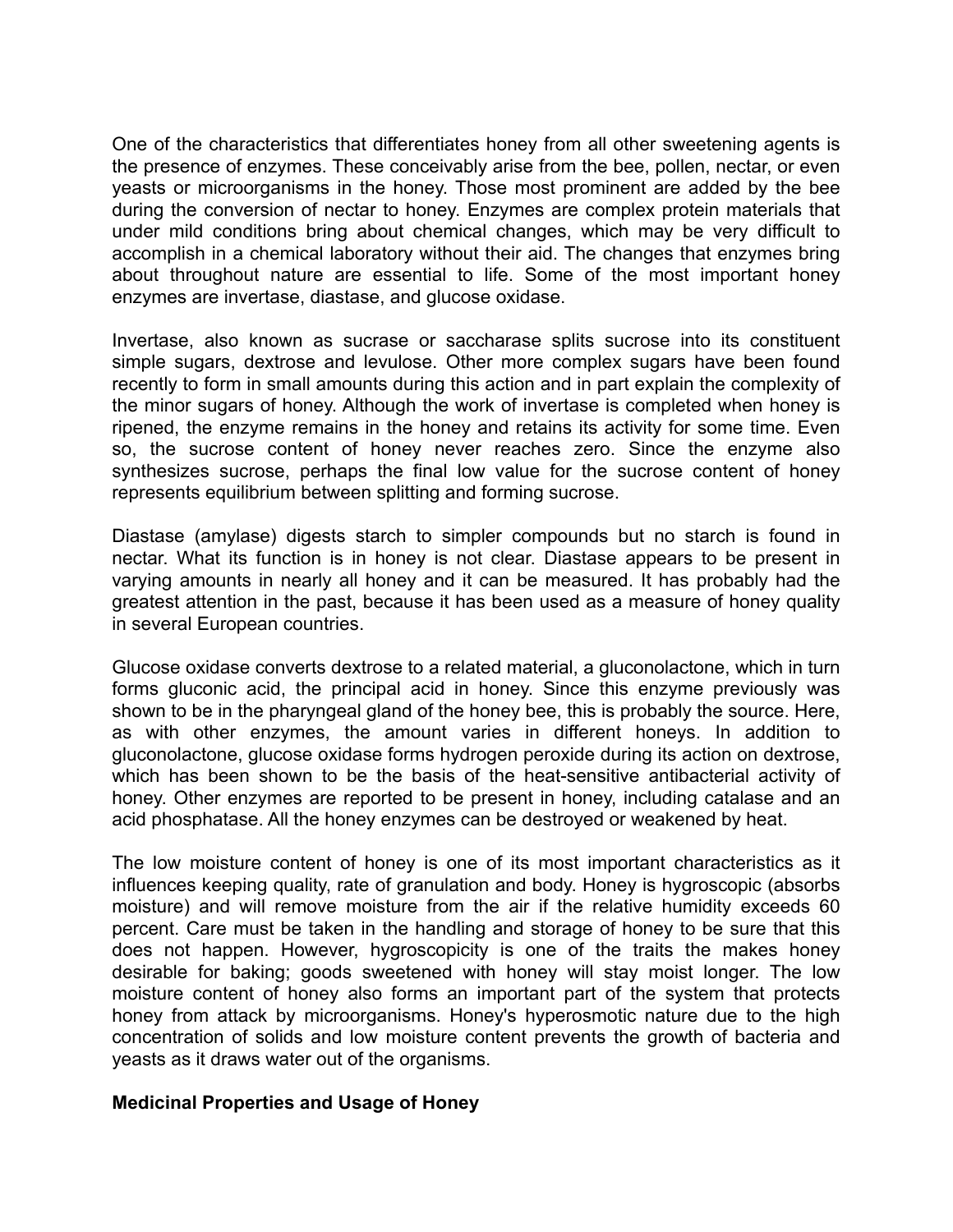One of the characteristics that differentiates honey from all other sweetening agents is the presence of enzymes. These conceivably arise from the bee, pollen, nectar, or even yeasts or microorganisms in the honey. Those most prominent are added by the bee during the conversion of nectar to honey. Enzymes are complex protein materials that under mild conditions bring about chemical changes, which may be very difficult to accomplish in a chemical laboratory without their aid. The changes that enzymes bring about throughout nature are essential to life. Some of the most important honey enzymes are invertase, diastase, and glucose oxidase.

Invertase, also known as sucrase or saccharase splits sucrose into its constituent simple sugars, dextrose and levulose. Other more complex sugars have been found recently to form in small amounts during this action and in part explain the complexity of the minor sugars of honey. Although the work of invertase is completed when honey is ripened, the enzyme remains in the honey and retains its activity for some time. Even so, the sucrose content of honey never reaches zero. Since the enzyme also synthesizes sucrose, perhaps the final low value for the sucrose content of honey represents equilibrium between splitting and forming sucrose.

Diastase (amylase) digests starch to simpler compounds but no starch is found in nectar. What its function is in honey is not clear. Diastase appears to be present in varying amounts in nearly all honey and it can be measured. It has probably had the greatest attention in the past, because it has been used as a measure of honey quality in several European countries.

Glucose oxidase converts dextrose to a related material, a gluconolactone, which in turn forms gluconic acid, the principal acid in honey. Since this enzyme previously was shown to be in the pharyngeal gland of the honey bee, this is probably the source. Here, as with other enzymes, the amount varies in different honeys. In addition to gluconolactone, glucose oxidase forms hydrogen peroxide during its action on dextrose, which has been shown to be the basis of the heat-sensitive antibacterial activity of honey. Other enzymes are reported to be present in honey, including catalase and an acid phosphatase. All the honey enzymes can be destroyed or weakened by heat.

The low moisture content of honey is one of its most important characteristics as it influences keeping quality, rate of granulation and body. Honey is hygroscopic (absorbs moisture) and will remove moisture from the air if the relative humidity exceeds 60 percent. Care must be taken in the handling and storage of honey to be sure that this does not happen. However, hygroscopicity is one of the traits the makes honey desirable for baking; goods sweetened with honey will stay moist longer. The low moisture content of honey also forms an important part of the system that protects honey from attack by microorganisms. Honey's hyperosmotic nature due to the high concentration of solids and low moisture content prevents the growth of bacteria and yeasts as it draws water out of the organisms.

**Medicinal Properties and Usage of Honey**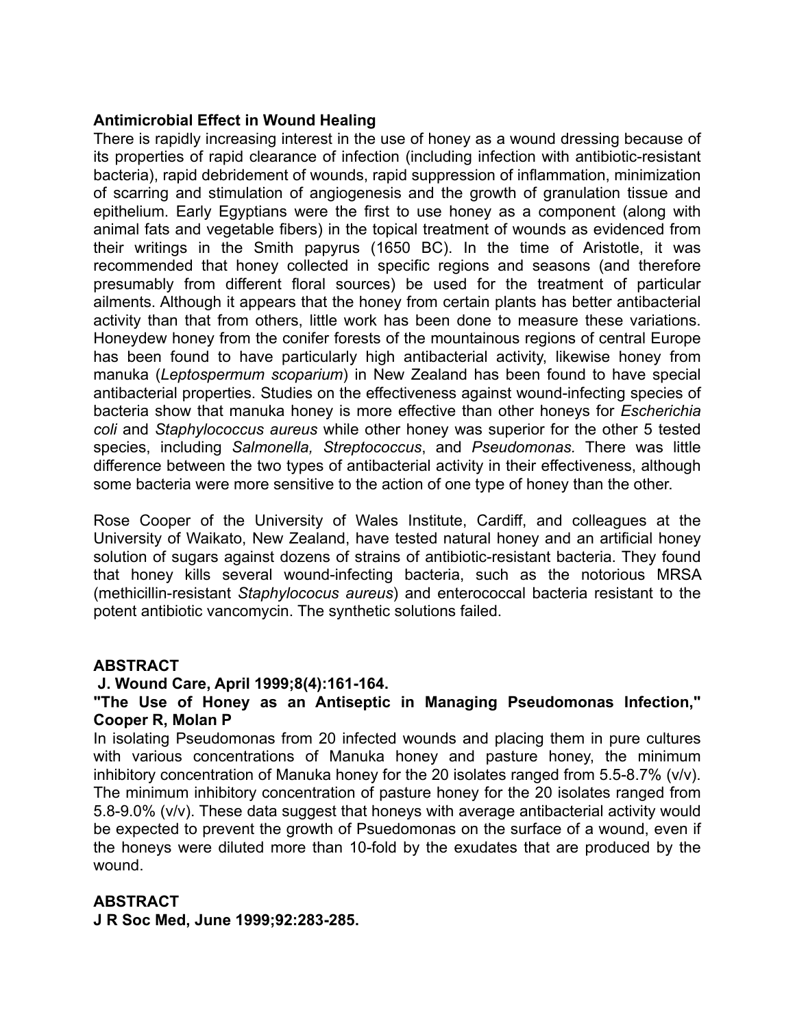**Antimicrobial Effect in Wound Healing**

There is rapidly increasing interest in the use of honey as a wound dressing because of its properties of rapid clearance of infection (including infection with antibiotic-resistant bacteria), rapid debridement of wounds, rapid suppression of inflammation, minimization of scarring and stimulation of angiogenesis and the growth of granulation tissue and epithelium. Early Egyptians were the first to use honey as a component (along with animal fats and vegetable fibers) in the topical treatment of wounds as evidenced from their writings in the Smith papyrus (1650 BC). In the time of Aristotle, it was recommended that honey collected in specific regions and seasons (and therefore presumably from different floral sources) be used for the treatment of particular ailments. Although it appears that the honey from certain plants has better antibacterial activity than that from others, little work has been done to measure these variations. Honeydew honey from the conifer forests of the mountainous regions of central Europe has been found to have particularly high antibacterial activity, likewise honey from manuka (*Leptospermum scoparium*) in New Zealand has been found to have special antibacterial properties. Studies on the effectiveness against wound-infecting species of bacteria show that manuka honey is more effective than other honeys for *Escherichia coli* and *Staphylococcus aureus* while other honey was superior for the other 5 tested species, including *Salmonella, Streptococcus*, and *Pseudomonas.* There was little difference between the two types of antibacterial activity in their effectiveness, although some bacteria were more sensitive to the action of one type of honey than the other.

Rose Cooper of the University of Wales Institute, Cardiff, and colleagues at the University of Waikato, New Zealand, have tested natural honey and an artificial honey solution of sugars against dozens of strains of antibiotic-resistant bacteria. They found that honey kills several wound-infecting bacteria, such as the notorious MRSA (methicillin-resistant *Staphylococus aureus*) and enterococcal bacteria resistant to the potent antibiotic vancomycin. The synthetic solutions failed.

**ABSTRACT**

**J. Wound Care, April 1999;8(4):161-164.**

**"The Use of Honey as an Antiseptic in Managing Pseudomonas Infection," Cooper R, Molan P**

In isolating Pseudomonas from 20 infected wounds and placing them in pure cultures with various concentrations of Manuka honey and pasture honey, the minimum inhibitory concentration of Manuka honey for the 20 isolates ranged from 5.5-8.7% (v/v). The minimum inhibitory concentration of pasture honey for the 20 isolates ranged from 5.8-9.0% (v/v). These data suggest that honeys with average antibacterial activity would be expected to prevent the growth of Psuedomonas on the surface of a wound, even if the honeys were diluted more than 10-fold by the exudates that are produced by the wound.

**ABSTRACT**

**J R Soc Med, June 1999;92:283-285.**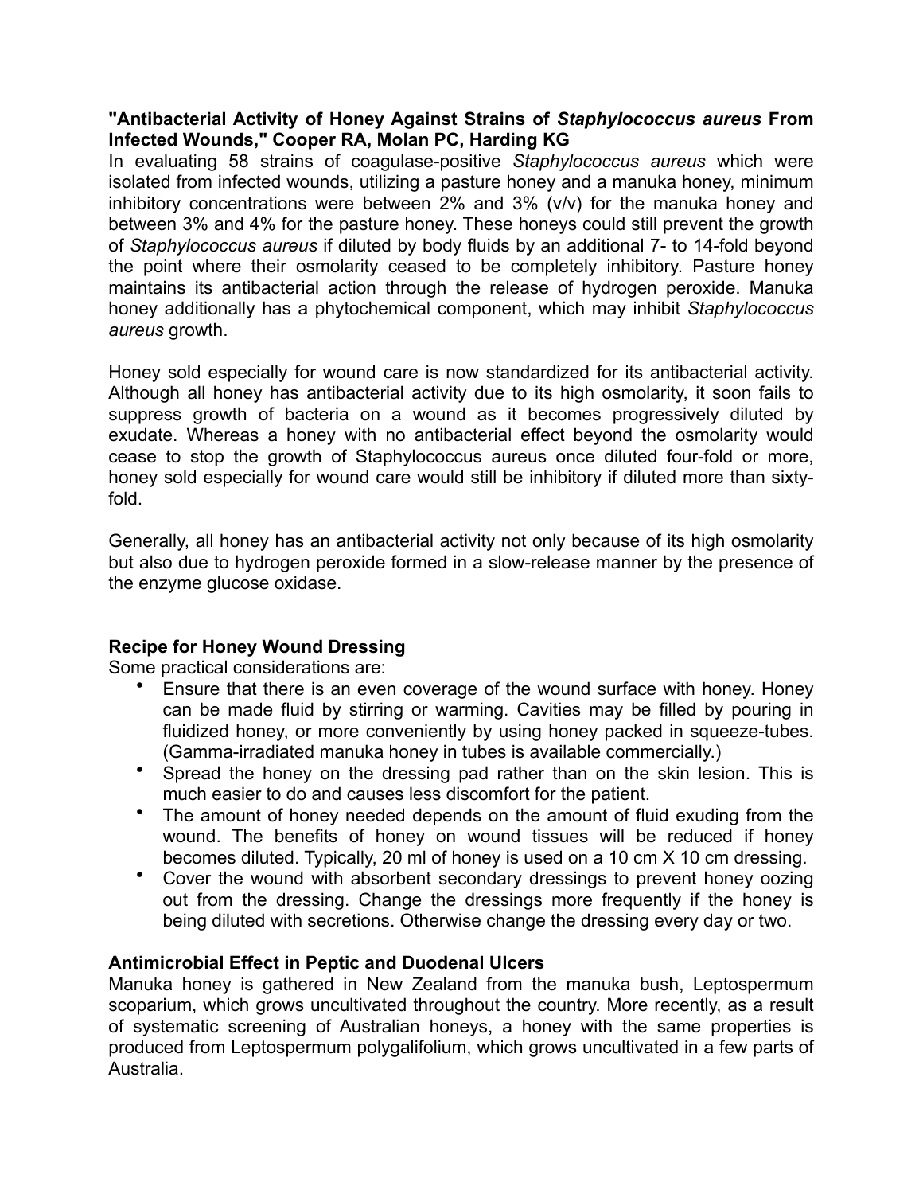**"Antibacterial Activity of Honey Against Strains of *Staphylococcus aureus* From Infected Wounds," Cooper RA, Molan PC, Harding KG**

In evaluating 58 strains of coagulase-positive *Staphylococcus aureus* which were isolated from infected wounds, utilizing a pasture honey and a manuka honey, minimum inhibitory concentrations were between 2% and 3% (v/v) for the manuka honey and between 3% and 4% for the pasture honey. These honeys could still prevent the growth of *Staphylococcus aureus* if diluted by body fluids by an additional 7- to 14-fold beyond the point where their osmolarity ceased to be completely inhibitory. Pasture honey maintains its antibacterial action through the release of hydrogen peroxide. Manuka honey additionally has a phytochemical component, which may inhibit *Staphylococcus aureus* growth.

Honey sold especially for wound care is now standardized for its antibacterial activity. Although all honey has antibacterial activity due to its high osmolarity, it soon fails to suppress growth of bacteria on a wound as it becomes progressively diluted by exudate. Whereas a honey with no antibacterial effect beyond the osmolarity would cease to stop the growth of Staphylococcus aureus once diluted four-fold or more, honey sold especially for wound care would still be inhibitory if diluted more than sixty-fold.

Generally, all honey has an antibacterial activity not only because of its high osmolarity but also due to hydrogen peroxide formed in a slow-release manner by the presence of the enzyme glucose oxidase.

**Recipe for Honey Wound Dressing**

Some practical considerations are:

- Ensure that there is an even coverage of the wound surface with honey. Honey can be made fluid by stirring or warming. Cavities may be filled by pouring in fluidized honey, or more conveniently by using honey packed in squeeze-tubes. (Gamma-irradiated manuka honey in tubes is available commercially.)
- Spread the honey on the dressing pad rather than on the skin lesion. This is much easier to do and causes less discomfort for the patient.
- The amount of honey needed depends on the amount of fluid exuding from the wound. The benefits of honey on wound tissues will be reduced if honey becomes diluted. Typically, 20 ml of honey is used on a 10 cm X 10 cm dressing.
- Cover the wound with absorbent secondary dressings to prevent honey oozing out from the dressing. Change the dressings more frequently if the honey is being diluted with secretions. Otherwise change the dressing every day or two.

**Antimicrobial Effect in Peptic and Duodenal Ulcers**

Manuka honey is gathered in New Zealand from the manuka bush, Leptospermum scoparium, which grows uncultivated throughout the country. More recently, as a result of systematic screening of Australian honeys, a honey with the same properties is produced from Leptospermum polygalifolium, which grows uncultivated in a few parts of Australia.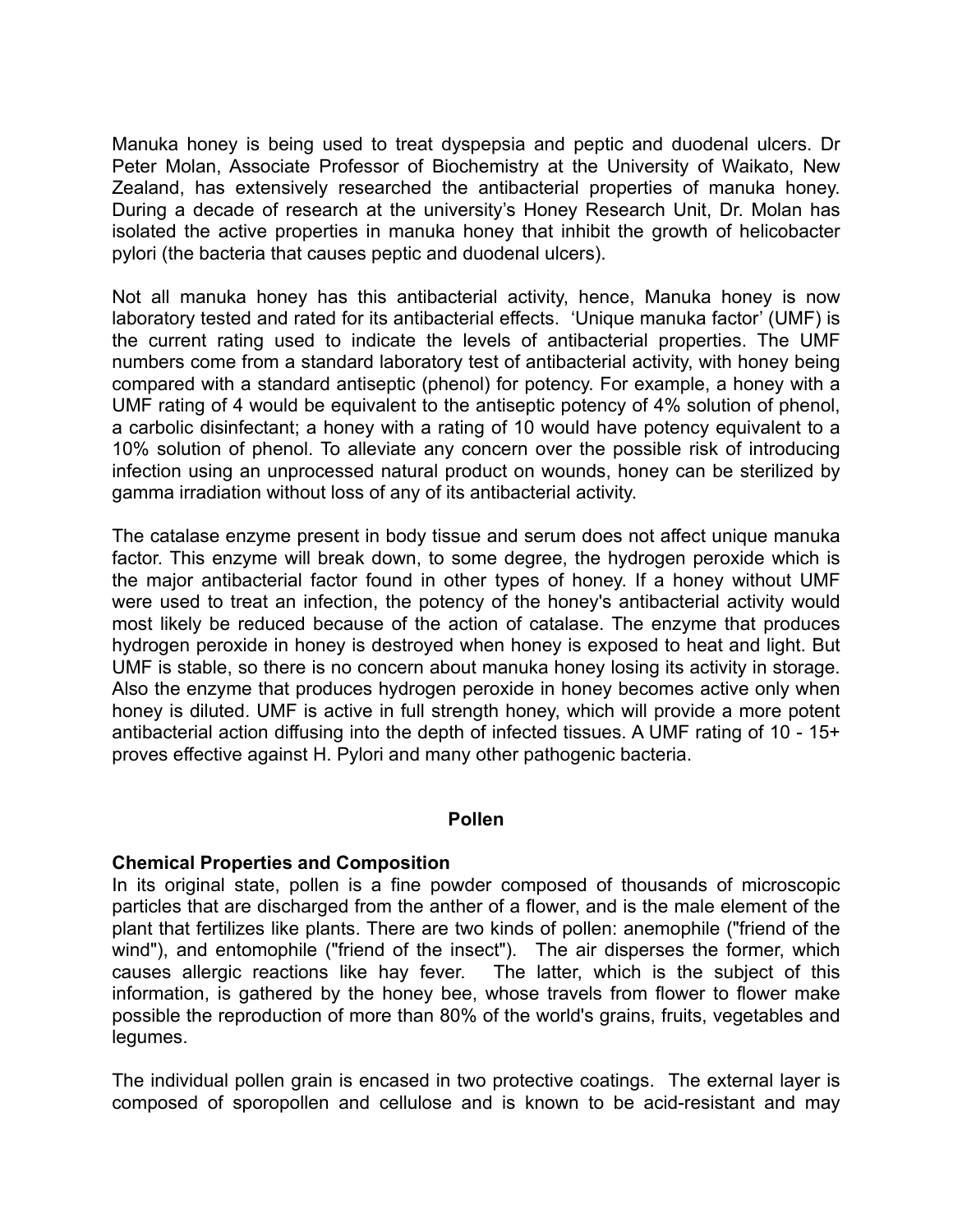Manuka honey is being used to treat dyspepsia and peptic and duodenal ulcers. Dr Peter Molan, Associate Professor of Biochemistry at the University of Waikato, New Zealand, has extensively researched the antibacterial properties of manuka honey. During a decade of research at the university's Honey Research Unit, Dr. Molan has isolated the active properties in manuka honey that inhibit the growth of helicobacter pylori (the bacteria that causes peptic and duodenal ulcers).

Not all manuka honey has this antibacterial activity, hence, Manuka honey is now laboratory tested and rated for its antibacterial effects. 'Unique manuka factor' (UMF) is the current rating used to indicate the levels of antibacterial properties. The UMF numbers come from a standard laboratory test of antibacterial activity, with honey being compared with a standard antiseptic (phenol) for potency. For example, a honey with a UMF rating of 4 would be equivalent to the antiseptic potency of 4% solution of phenol, a carbolic disinfectant; a honey with a rating of 10 would have potency equivalent to a 10% solution of phenol. To alleviate any concern over the possible risk of introducing infection using an unprocessed natural product on wounds, honey can be sterilized by gamma irradiation without loss of any of its antibacterial activity.

The catalase enzyme present in body tissue and serum does not affect unique manuka factor. This enzyme will break down, to some degree, the hydrogen peroxide which is the major antibacterial factor found in other types of honey. If a honey without UMF were used to treat an infection, the potency of the honey's antibacterial activity would most likely be reduced because of the action of catalase. The enzyme that produces hydrogen peroxide in honey is destroyed when honey is exposed to heat and light. But UMF is stable, so there is no concern about manuka honey losing its activity in storage. Also the enzyme that produces hydrogen peroxide in honey becomes active only when honey is diluted. UMF is active in full strength honey, which will provide a more potent antibacterial action diffusing into the depth of infected tissues. A UMF rating of 10 - 15+ proves effective against H. Pylori and many other pathogenic bacteria.

## Pollen

### Chemical Properties and Composition

In its original state, pollen is a fine powder composed of thousands of microscopic particles that are discharged from the anther of a flower, and is the male element of the plant that fertilizes like plants. There are two kinds of pollen: anemophile ("friend of the wind"), and entomophile ("friend of the insect"). The air disperses the former, which causes allergic reactions like hay fever. The latter, which is the subject of this information, is gathered by the honey bee, whose travels from flower to flower make possible the reproduction of more than 80% of the world's grains, fruits, vegetables and legumes.

The individual pollen grain is encased in two protective coatings. The external layer is composed of sporopollen and cellulose and is known to be acid-resistant and may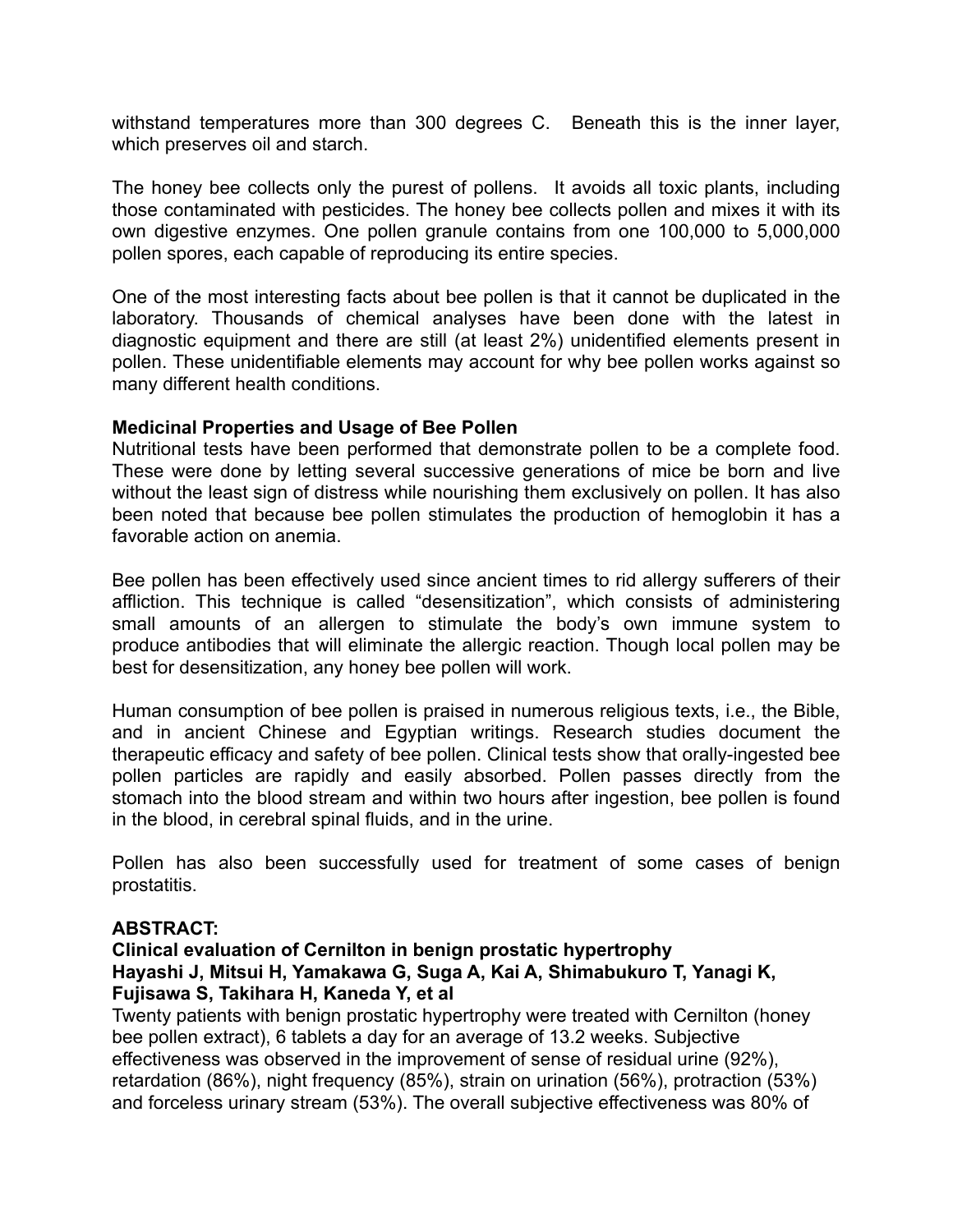withstand temperatures more than 300 degrees C. Beneath this is the inner layer, which preserves oil and starch.

The honey bee collects only the purest of pollens. It avoids all toxic plants, including those contaminated with pesticides. The honey bee collects pollen and mixes it with its own digestive enzymes. One pollen granule contains from one 100,000 to 5,000,000 pollen spores, each capable of reproducing its entire species.

One of the most interesting facts about bee pollen is that it cannot be duplicated in the laboratory. Thousands of chemical analyses have been done with the latest in diagnostic equipment and there are still (at least 2%) unidentified elements present in pollen. These unidentifiable elements may account for why bee pollen works against so many different health conditions.

**Medicinal Properties and Usage of Bee Pollen**

Nutritional tests have been performed that demonstrate pollen to be a complete food. These were done by letting several successive generations of mice be born and live without the least sign of distress while nourishing them exclusively on pollen. It has also been noted that because bee pollen stimulates the production of hemoglobin it has a favorable action on anemia.

Bee pollen has been effectively used since ancient times to rid allergy sufferers of their affliction. This technique is called “desensitization”, which consists of administering small amounts of an allergen to stimulate the body’s own immune system to produce antibodies that will eliminate the allergic reaction. Though local pollen may be best for desensitization, any honey bee pollen will work.

Human consumption of bee pollen is praised in numerous religious texts, i.e., the Bible, and in ancient Chinese and Egyptian writings. Research studies document the therapeutic efficacy and safety of bee pollen. Clinical tests show that orally-ingested bee pollen particles are rapidly and easily absorbed. Pollen passes directly from the stomach into the blood stream and within two hours after ingestion, bee pollen is found in the blood, in cerebral spinal fluids, and in the urine.

Pollen has also been successfully used for treatment of some cases of benign prostatitis.

**ABSTRACT:**

**Clinical evaluation of Cernilton in benign prostatic hypertrophy**
**Hayashi J, Mitsui H, Yamakawa G, Suga A, Kai A, Shimabukuro T, Yanagi K, Fujisawa S, Takihara H, Kaneda Y, et al**

Twenty patients with benign prostatic hypertrophy were treated with Cernilton (honey bee pollen extract), 6 tablets a day for an average of 13.2 weeks. Subjective effectiveness was observed in the improvement of sense of residual urine (92%), retardation (86%), night frequency (85%), strain on urination (56%), protraction (53%) and forceless urinary stream (53%). The overall subjective effectiveness was 80% of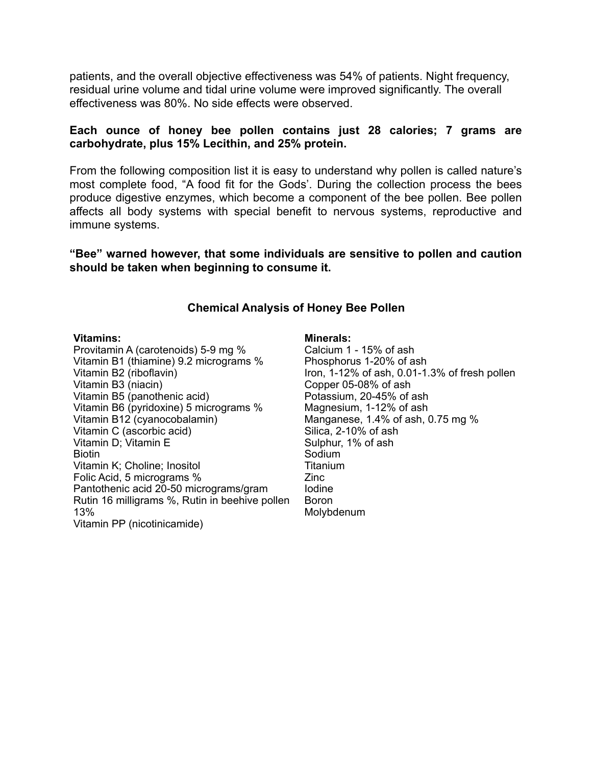patients, and the overall objective effectiveness was 54% of patients. Night frequency, residual urine volume and tidal urine volume were improved significantly. The overall effectiveness was 80%. No side effects were observed.

**Each ounce of honey bee pollen contains just 28 calories; 7 grams are carbohydrate, plus 15% Lecithin, and 25% protein.**

From the following composition list it is easy to understand why pollen is called nature's most complete food, "A food fit for the Gods'. During the collection process the bees produce digestive enzymes, which become a component of the bee pollen. Bee pollen affects all body systems with special benefit to nervous systems, reproductive and immune systems.

**"Bee" warned however, that some individuals are sensitive to pollen and caution should be taken when beginning to consume it.**

### Chemical Analysis of Honey Bee Pollen

**Vitamins:**
Provitamin A (carotenoids) 5-9 mg %
Vitamin B1 (thiamine) 9.2 micrograms %
Vitamin B2 (riboflavin)
Vitamin B3 (niacin)
Vitamin B5 (panothenic acid)
Vitamin B6 (pyridoxine) 5 micrograms %
Vitamin B12 (cyanocobalamin)
Vitamin C (ascorbic acid)
Vitamin D; Vitamin E
Biotin
Vitamin K; Choline; Inositol
Folic Acid, 5 micrograms %
Pantothenic acid 20-50 micrograms/gram
Rutin 16 milligrams %, Rutin in beehive pollen 13%
Vitamin PP (nicotinicamide)

**Minerals:**
Calcium 1 - 15% of ash
Phosphorus 1-20% of ash
Iron, 1-12% of ash, 0.01-1.3% of fresh pollen
Copper 05-08% of ash
Potassium, 20-45% of ash
Magnesium, 1-12% of ash
Manganese, 1.4% of ash, 0.75 mg %
Silica, 2-10% of ash
Sulphur, 1% of ash
Sodium
Titanium
Zinc
Iodine
Boron
Molybdenum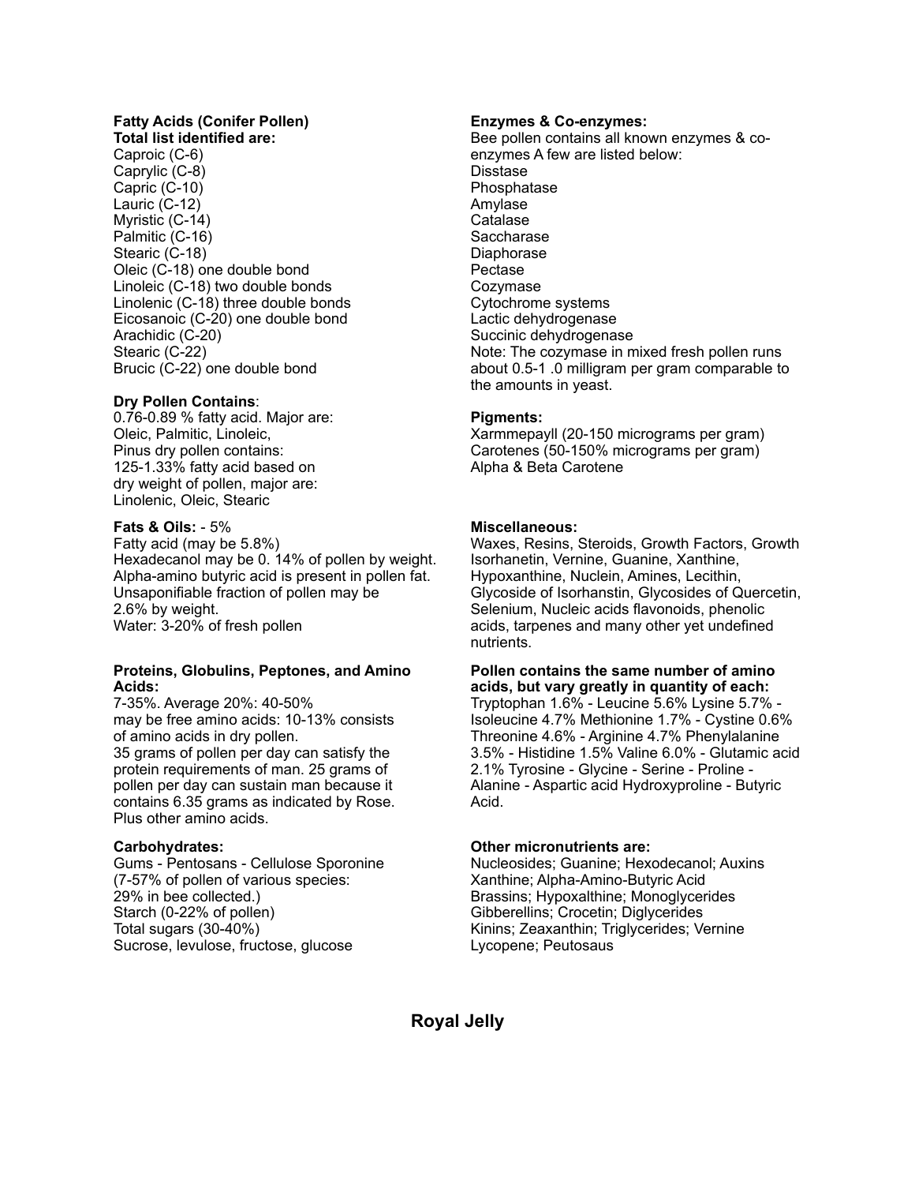**Fatty Acids (Conifer Pollen)**
**Total list identified are:**
Caproic (C-6)
Caprylic (C-8)
Capric (C-10)
Lauric (C-12)
Myristic (C-14)
Palmitic (C-16)
Stearic (C-18)
Oleic (C-18) one double bond
Linoleic (C-18) two double bonds
Linolenic (C-18) three double bonds
Eicosanoic (C-20) one double bond
Arachidic (C-20)
Stearic (C-22)
Brucic (C-22) one double bond

**Dry Pollen Contains**:
0.76-0.89 % fatty acid. Major are:
Oleic, Palmitic, Linoleic,
Pinus dry pollen contains:
125-1.33% fatty acid based on
dry weight of pollen, major are:
Linolenic, Oleic, Stearic

**Fats & Oils:** - 5%
Fatty acid (may be 5.8%)
Hexadecanol may be 0. 14% of pollen by weight.
Alpha-amino butyric acid is present in pollen fat.
Unsaponifiable fraction of pollen may be
2.6% by weight.
Water: 3-20% of fresh pollen

**Proteins, Globulins, Peptones, and Amino Acids:**
7-35%. Average 20%: 40-50%
may be free amino acids: 10-13% consists
of amino acids in dry pollen.
35 grams of pollen per day can satisfy the
protein requirements of man. 25 grams of
pollen per day can sustain man because it
contains 6.35 grams as indicated by Rose.
Plus other amino acids.

**Carbohydrates:**
Gums - Pentosans - Cellulose Sporonine
(7-57% of pollen of various species:
29% in bee collected.)
Starch (0-22% of pollen)
Total sugars (30-40%)
Sucrose, levulose, fructose, glucose

**Enzymes & Co-enzymes:**
Bee pollen contains all known enzymes & co-enzymes A few are listed below:
Disstase
Phosphatase
Amylase
Catalase
Saccharase
Diaphorase
Pectase
Cozymase
Cytochrome systems
Lactic dehydrogenase
Succinic dehydrogenase
Note: The cozymase in mixed fresh pollen runs about 0.5-1 .0 milligram per gram comparable to the amounts in yeast.

**Pigments:**
Xarmmepayll (20-150 micrograms per gram)
Carotenes (50-150% micrograms per gram)
Alpha & Beta Carotene

**Miscellaneous:**
Waxes, Resins, Steroids, Growth Factors, Growth Isorhanetin, Vernine, Guanine, Xanthine, Hypoxanthine, Nuclein, Amines, Lecithin, Glycoside of Isorhanstin, Glycosides of Quercetin, Selenium, Nucleic acids flavonoids, phenolic acids, tarpenes and many other yet undefined nutrients.

**Pollen contains the same number of amino acids, but vary greatly in quantity of each:**
Tryptophan 1.6% - Leucine 5.6% Lysine 5.7% - Isoleucine 4.7% Methionine 1.7% - Cystine 0.6% Threonine 4.6% - Arginine 4.7% Phenylalanine 3.5% - Histidine 1.5% Valine 6.0% - Glutamic acid 2.1% Tyrosine - Glycine - Serine - Proline - Alanine - Aspartic acid Hydroxyproline - Butyric Acid.

**Other micronutrients are:**
Nucleosides; Guanine; Hexodecanol; Auxins
Xanthine; Alpha-Amino-Butyric Acid
Brassins; Hypoxalthine; Monoglycerides
Gibberellins; Crocetin; Diglycerides
Kinins; Zeaxanthin; Triglycerides; Vernine
Lycopene; Peutosaus

## Royal Jelly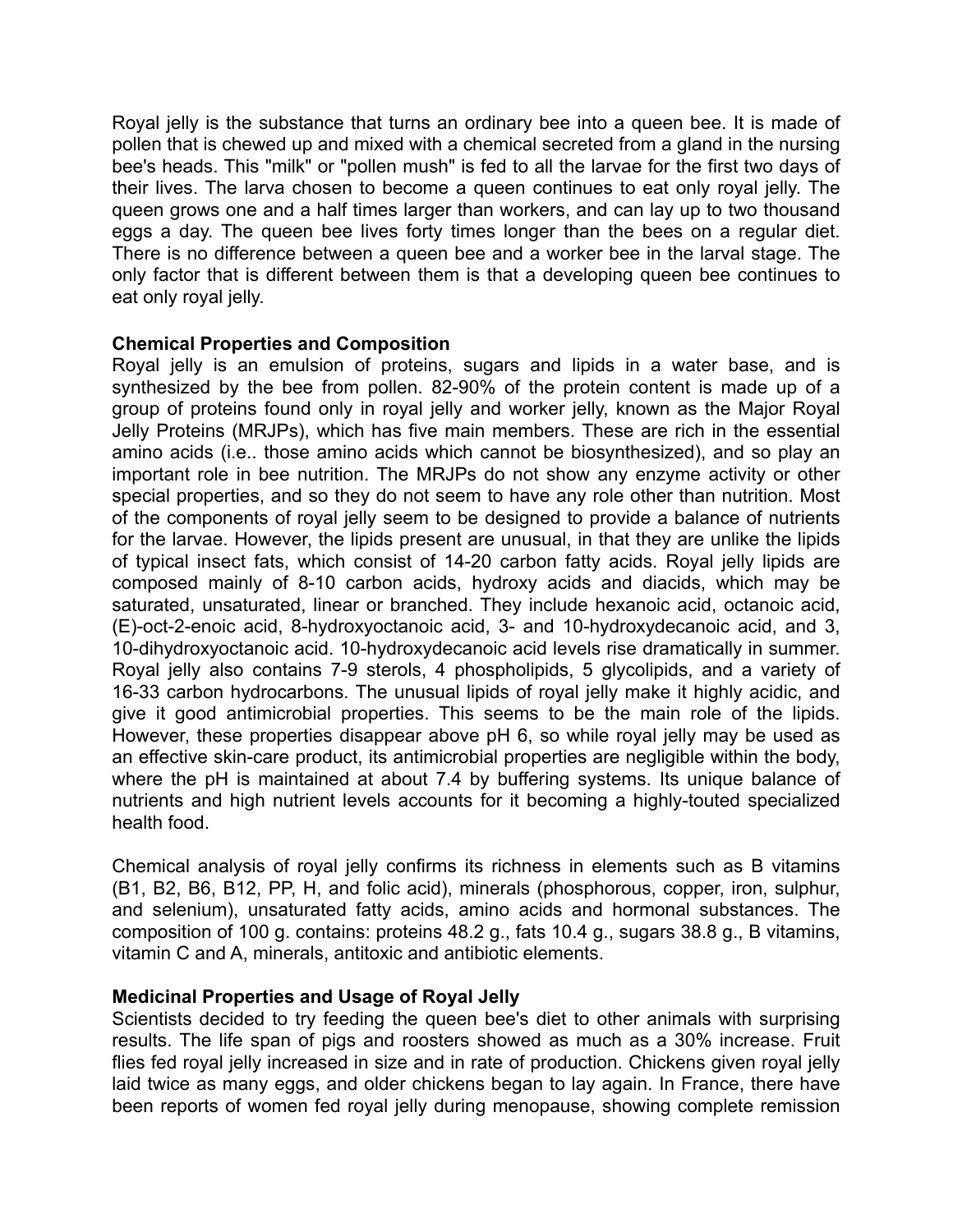Royal jelly is the substance that turns an ordinary bee into a queen bee. It is made of pollen that is chewed up and mixed with a chemical secreted from a gland in the nursing bee's heads. This "milk" or "pollen mush" is fed to all the larvae for the first two days of their lives. The larva chosen to become a queen continues to eat only royal jelly. The queen grows one and a half times larger than workers, and can lay up to two thousand eggs a day. The queen bee lives forty times longer than the bees on a regular diet. There is no difference between a queen bee and a worker bee in the larval stage. The only factor that is different between them is that a developing queen bee continues to eat only royal jelly.

**Chemical Properties and Composition**

Royal jelly is an emulsion of proteins, sugars and lipids in a water base, and is synthesized by the bee from pollen. 82-90% of the protein content is made up of a group of proteins found only in royal jelly and worker jelly, known as the Major Royal Jelly Proteins (MRJPs), which has five main members. These are rich in the essential amino acids (i.e.. those amino acids which cannot be biosynthesized), and so play an important role in bee nutrition. The MRJPs do not show any enzyme activity or other special properties, and so they do not seem to have any role other than nutrition. Most of the components of royal jelly seem to be designed to provide a balance of nutrients for the larvae. However, the lipids present are unusual, in that they are unlike the lipids of typical insect fats, which consist of 14-20 carbon fatty acids. Royal jelly lipids are composed mainly of 8-10 carbon acids, hydroxy acids and diacids, which may be saturated, unsaturated, linear or branched. They include hexanoic acid, octanoic acid, (E)-oct-2-enoic acid, 8-hydroxyoctanoic acid, 3- and 10-hydroxydecanoic acid, and 3, 10-dihydroxyoctanoic acid. 10-hydroxydecanoic acid levels rise dramatically in summer. Royal jelly also contains 7-9 sterols, 4 phospholipids, 5 glycolipids, and a variety of 16-33 carbon hydrocarbons. The unusual lipids of royal jelly make it highly acidic, and give it good antimicrobial properties. This seems to be the main role of the lipids. However, these properties disappear above pH 6, so while royal jelly may be used as an effective skin-care product, its antimicrobial properties are negligible within the body, where the pH is maintained at about 7.4 by buffering systems. Its unique balance of nutrients and high nutrient levels accounts for it becoming a highly-touted specialized health food.

Chemical analysis of royal jelly confirms its richness in elements such as B vitamins (B1, B2, B6, B12, PP, H, and folic acid), minerals (phosphorous, copper, iron, sulphur, and selenium), unsaturated fatty acids, amino acids and hormonal substances. The composition of 100 g. contains: proteins 48.2 g., fats 10.4 g., sugars 38.8 g., B vitamins, vitamin C and A, minerals, antitoxic and antibiotic elements.

**Medicinal Properties and Usage of Royal Jelly**

Scientists decided to try feeding the queen bee's diet to other animals with surprising results. The life span of pigs and roosters showed as much as a 30% increase. Fruit flies fed royal jelly increased in size and in rate of production. Chickens given royal jelly laid twice as many eggs, and older chickens began to lay again. In France, there have been reports of women fed royal jelly during menopause, showing complete remission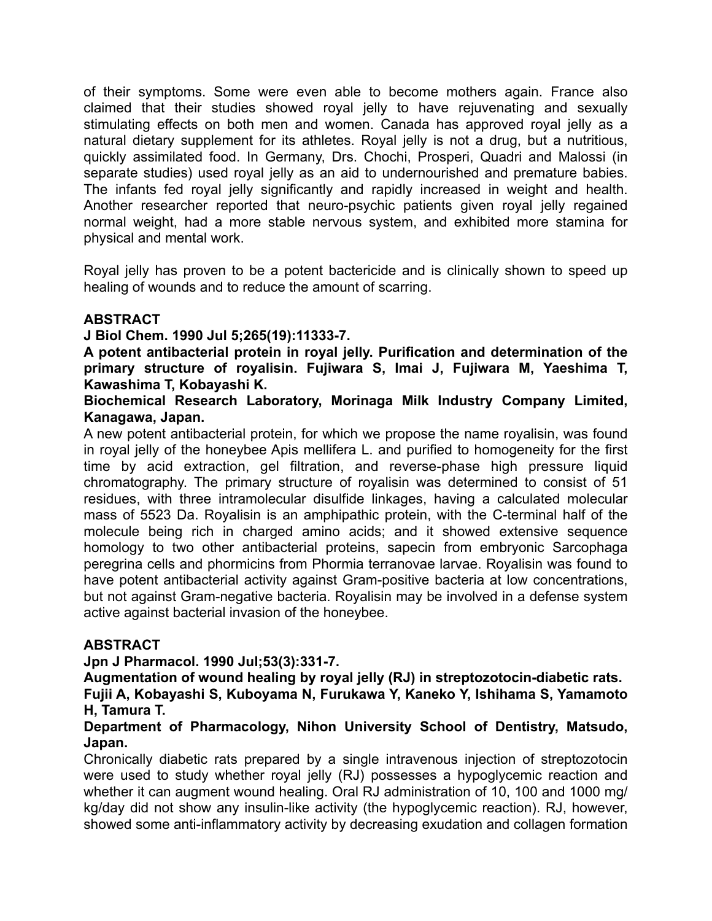of their symptoms. Some were even able to become mothers again. France also claimed that their studies showed royal jelly to have rejuvenating and sexually stimulating effects on both men and women. Canada has approved royal jelly as a natural dietary supplement for its athletes. Royal jelly is not a drug, but a nutritious, quickly assimilated food. In Germany, Drs. Chochi, Prosperi, Quadri and Malossi (in separate studies) used royal jelly as an aid to undernourished and premature babies. The infants fed royal jelly significantly and rapidly increased in weight and health. Another researcher reported that neuro-psychic patients given royal jelly regained normal weight, had a more stable nervous system, and exhibited more stamina for physical and mental work.

Royal jelly has proven to be a potent bactericide and is clinically shown to speed up healing of wounds and to reduce the amount of scarring.

**ABSTRACT**

**J Biol Chem. 1990 Jul 5;265(19):11333-7.**

**A potent antibacterial protein in royal jelly. Purification and determination of the primary structure of royalisin. Fujiwara S, Imai J, Fujiwara M, Yaeshima T, Kawashima T, Kobayashi K.**

**Biochemical Research Laboratory, Morinaga Milk Industry Company Limited, Kanagawa, Japan.**

A new potent antibacterial protein, for which we propose the name royalisin, was found in royal jelly of the honeybee Apis mellifera L. and purified to homogeneity for the first time by acid extraction, gel filtration, and reverse-phase high pressure liquid chromatography. The primary structure of royalisin was determined to consist of 51 residues, with three intramolecular disulfide linkages, having a calculated molecular mass of 5523 Da. Royalisin is an amphipathic protein, with the C-terminal half of the molecule being rich in charged amino acids; and it showed extensive sequence homology to two other antibacterial proteins, sapecin from embryonic Sarcophaga peregrina cells and phormicins from Phormia terranovae larvae. Royalisin was found to have potent antibacterial activity against Gram-positive bacteria at low concentrations, but not against Gram-negative bacteria. Royalisin may be involved in a defense system active against bacterial invasion of the honeybee.

**ABSTRACT**

**Jpn J Pharmacol. 1990 Jul;53(3):331-7.**

**Augmentation of wound healing by royal jelly (RJ) in streptozotocin-diabetic rats. Fujii A, Kobayashi S, Kuboyama N, Furukawa Y, Kaneko Y, Ishihama S, Yamamoto H, Tamura T.**

**Department of Pharmacology, Nihon University School of Dentistry, Matsudo, Japan.**

Chronically diabetic rats prepared by a single intravenous injection of streptozotocin were used to study whether royal jelly (RJ) possesses a hypoglycemic reaction and whether it can augment wound healing. Oral RJ administration of 10, 100 and 1000 mg/kg/day did not show any insulin-like activity (the hypoglycemic reaction). RJ, however, showed some anti-inflammatory activity by decreasing exudation and collagen formation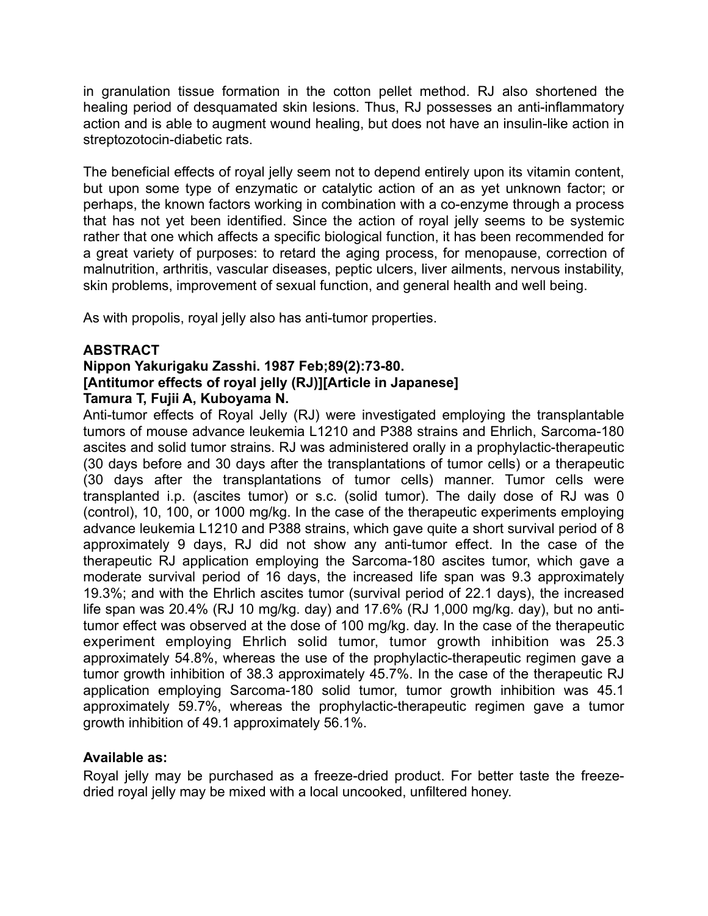in granulation tissue formation in the cotton pellet method. RJ also shortened the healing period of desquamated skin lesions. Thus, RJ possesses an anti-inflammatory action and is able to augment wound healing, but does not have an insulin-like action in streptozotocin-diabetic rats.

The beneficial effects of royal jelly seem not to depend entirely upon its vitamin content, but upon some type of enzymatic or catalytic action of an as yet unknown factor; or perhaps, the known factors working in combination with a co-enzyme through a process that has not yet been identified. Since the action of royal jelly seems to be systemic rather that one which affects a specific biological function, it has been recommended for a great variety of purposes: to retard the aging process, for menopause, correction of malnutrition, arthritis, vascular diseases, peptic ulcers, liver ailments, nervous instability, skin problems, improvement of sexual function, and general health and well being.

As with propolis, royal jelly also has anti-tumor properties.

**ABSTRACT**
**Nippon Yakurigaku Zasshi. 1987 Feb;89(2):73-80.**
**[Antitumor effects of royal jelly (RJ)][Article in Japanese]**
**Tamura T, Fujii A, Kuboyama N.**

Anti-tumor effects of Royal Jelly (RJ) were investigated employing the transplantable tumors of mouse advance leukemia L1210 and P388 strains and Ehrlich, Sarcoma-180 ascites and solid tumor strains. RJ was administered orally in a prophylactic-therapeutic (30 days before and 30 days after the transplantations of tumor cells) or a therapeutic (30 days after the transplantations of tumor cells) manner. Tumor cells were transplanted i.p. (ascites tumor) or s.c. (solid tumor). The daily dose of RJ was 0 (control), 10, 100, or 1000 mg/kg. In the case of the therapeutic experiments employing advance leukemia L1210 and P388 strains, which gave quite a short survival period of 8 approximately 9 days, RJ did not show any anti-tumor effect. In the case of the therapeutic RJ application employing the Sarcoma-180 ascites tumor, which gave a moderate survival period of 16 days, the increased life span was 9.3 approximately 19.3%; and with the Ehrlich ascites tumor (survival period of 22.1 days), the increased life span was 20.4% (RJ 10 mg/kg. day) and 17.6% (RJ 1,000 mg/kg. day), but no anti-tumor effect was observed at the dose of 100 mg/kg. day. In the case of the therapeutic experiment employing Ehrlich solid tumor, tumor growth inhibition was 25.3 approximately 54.8%, whereas the use of the prophylactic-therapeutic regimen gave a tumor growth inhibition of 38.3 approximately 45.7%. In the case of the therapeutic RJ application employing Sarcoma-180 solid tumor, tumor growth inhibition was 45.1 approximately 59.7%, whereas the prophylactic-therapeutic regimen gave a tumor growth inhibition of 49.1 approximately 56.1%.

**Available as:**

Royal jelly may be purchased as a freeze-dried product. For better taste the freeze-dried royal jelly may be mixed with a local uncooked, unfiltered honey.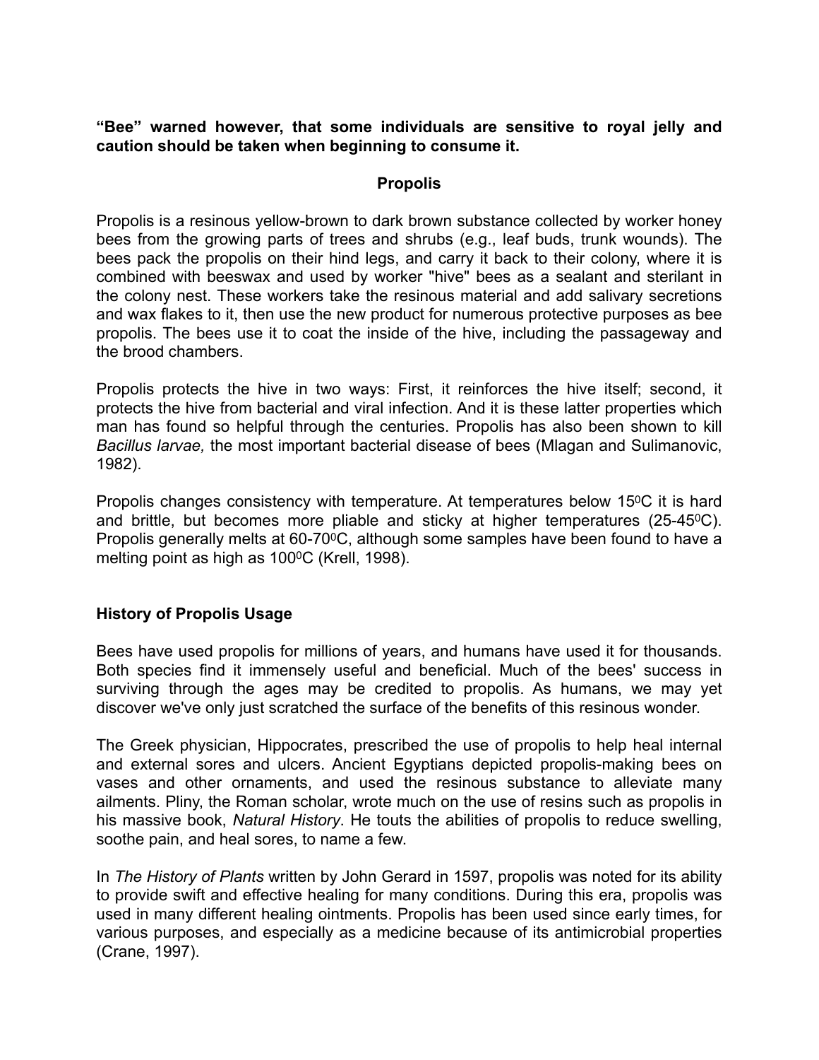**"Bee" warned however, that some individuals are sensitive to royal jelly and caution should be taken when beginning to consume it.**

## Propolis

Propolis is a resinous yellow-brown to dark brown substance collected by worker honey bees from the growing parts of trees and shrubs (e.g., leaf buds, trunk wounds). The bees pack the propolis on their hind legs, and carry it back to their colony, where it is combined with beeswax and used by worker "hive" bees as a sealant and sterilant in the colony nest. These workers take the resinous material and add salivary secretions and wax flakes to it, then use the new product for numerous protective purposes as bee propolis. The bees use it to coat the inside of the hive, including the passageway and the brood chambers.

Propolis protects the hive in two ways: First, it reinforces the hive itself; second, it protects the hive from bacterial and viral infection. And it is these latter properties which man has found so helpful through the centuries. Propolis has also been shown to kill *Bacillus larvae,* the most important bacterial disease of bees (Mlagan and Sulimanovic, 1982).

Propolis changes consistency with temperature. At temperatures below $15^0$C it is hard and brittle, but becomes more pliable and sticky at higher temperatures (25-$45^0$C). Propolis generally melts at 60-$70^0$C, although some samples have been found to have a melting point as high as $100^0$C (Krell, 1998).

### History of Propolis Usage

Bees have used propolis for millions of years, and humans have used it for thousands. Both species find it immensely useful and beneficial. Much of the bees' success in surviving through the ages may be credited to propolis. As humans, we may yet discover we've only just scratched the surface of the benefits of this resinous wonder.

The Greek physician, Hippocrates, prescribed the use of propolis to help heal internal and external sores and ulcers. Ancient Egyptians depicted propolis-making bees on vases and other ornaments, and used the resinous substance to alleviate many ailments. Pliny, the Roman scholar, wrote much on the use of resins such as propolis in his massive book, *Natural History*. He touts the abilities of propolis to reduce swelling, soothe pain, and heal sores, to name a few.

In *The History of Plants* written by John Gerard in 1597, propolis was noted for its ability to provide swift and effective healing for many conditions. During this era, propolis was used in many different healing ointments. Propolis has been used since early times, for various purposes, and especially as a medicine because of its antimicrobial properties (Crane, 1997).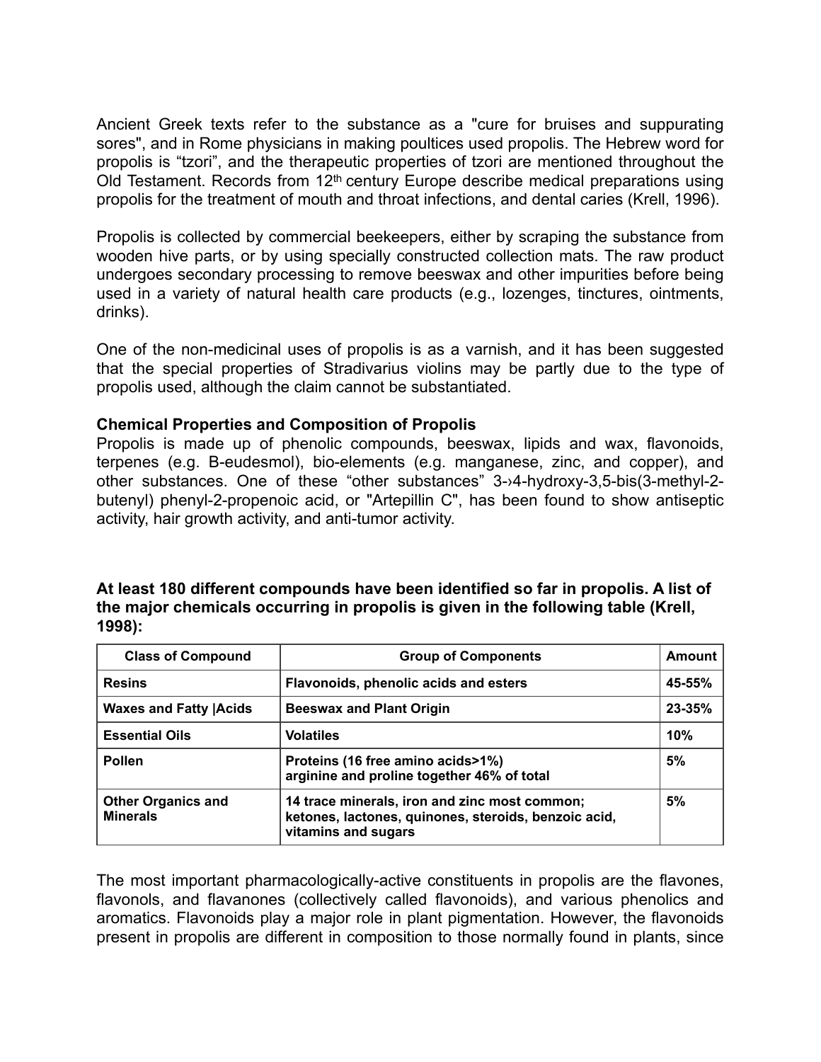Ancient Greek texts refer to the substance as a "cure for bruises and suppurating sores", and in Rome physicians in making poultices used propolis. The Hebrew word for propolis is “tzori”, and the therapeutic properties of tzori are mentioned throughout the Old Testament. Records from 12th century Europe describe medical preparations using propolis for the treatment of mouth and throat infections, and dental caries (Krell, 1996).

Propolis is collected by commercial beekeepers, either by scraping the substance from wooden hive parts, or by using specially constructed collection mats. The raw product undergoes secondary processing to remove beeswax and other impurities before being used in a variety of natural health care products (e.g., lozenges, tinctures, ointments, drinks).

One of the non-medicinal uses of propolis is as a varnish, and it has been suggested that the special properties of Stradivarius violins may be partly due to the type of propolis used, although the claim cannot be substantiated.

**Chemical Properties and Composition of Propolis**

Propolis is made up of phenolic compounds, beeswax, lipids and wax, flavonoids, terpenes (e.g. B-eudesmol), bio-elements (e.g. manganese, zinc, and copper), and other substances. One of these “other substances” 3-›4-hydroxy-3,5-bis(3-methyl-2-butenyl) phenyl-2-propenoic acid, or "Artepillin C", has been found to show antiseptic activity, hair growth activity, and anti-tumor activity.

**At least 180 different compounds have been identified so far in propolis. A list of the major chemicals occurring in propolis is given in the following table (Krell, 1998):**

| Class of Compound | Group of Components | Amount |
|---|---|---|
| Resins | Flavonoids, phenolic acids and esters | 45-55% |
| Waxes and Fatty \|Acids | Beeswax and Plant Origin | 23-35% |
| Essential Oils | Volatiles | 10% |
| Pollen | Proteins (16 free amino acids>1%) arginine and proline together 46% of total | 5% |
| Other Organics and Minerals | 14 trace minerals, iron and zinc most common; ketones, lactones, quinones, steroids, benzoic acid, vitamins and sugars | 5% |

The most important pharmacologically-active constituents in propolis are the flavones, flavonols, and flavanones (collectively called flavonoids), and various phenolics and aromatics. Flavonoids play a major role in plant pigmentation. However, the flavonoids present in propolis are different in composition to those normally found in plants, since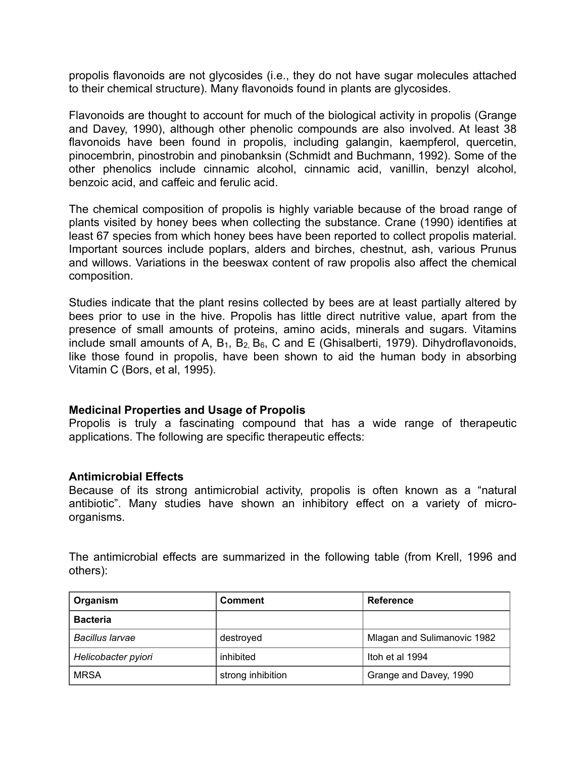propolis flavonoids are not glycosides (i.e., they do not have sugar molecules attached to their chemical structure). Many flavonoids found in plants are glycosides.

Flavonoids are thought to account for much of the biological activity in propolis (Grange and Davey, 1990), although other phenolic compounds are also involved. At least 38 flavonoids have been found in propolis, including galangin, kaempferol, quercetin, pinocembrin, pinostrobin and pinobanksin (Schmidt and Buchmann, 1992). Some of the other phenolics include cinnamic alcohol, cinnamic acid, vanillin, benzyl alcohol, benzoic acid, and caffeic and ferulic acid.

The chemical composition of propolis is highly variable because of the broad range of plants visited by honey bees when collecting the substance. Crane (1990) identifies at least 67 species from which honey bees have been reported to collect propolis material. Important sources include poplars, alders and birches, chestnut, ash, various Prunus and willows. Variations in the beeswax content of raw propolis also affect the chemical composition.

Studies indicate that the plant resins collected by bees are at least partially altered by bees prior to use in the hive. Propolis has little direct nutritive value, apart from the presence of small amounts of proteins, amino acids, minerals and sugars. Vitamins include small amounts of A, $B_1$, $B_2$, $B_6$, C and E (Ghisalberti, 1979). Dihydroflavonoids, like those found in propolis, have been shown to aid the human body in absorbing Vitamin C (Bors, et al, 1995).

**Medicinal Properties and Usage of Propolis**

Propolis is truly a fascinating compound that has a wide range of therapeutic applications. The following are specific therapeutic effects:

**Antimicrobial Effects**

Because of its strong antimicrobial activity, propolis is often known as a "natural antibiotic". Many studies have shown an inhibitory effect on a variety of micro-organisms.

The antimicrobial effects are summarized in the following table (from Krell, 1996 and others):

| Organism | Comment | Reference |
|---|---|---|
| **Bacteria** | | |
| *Bacillus larvae* | destroyed | Mlagan and Sulimanovic 1982 |
| *Helicobacter pyiori* | inhibited | Itoh et al 1994 |
| MRSA | strong inhibition | Grange and Davey, 1990 |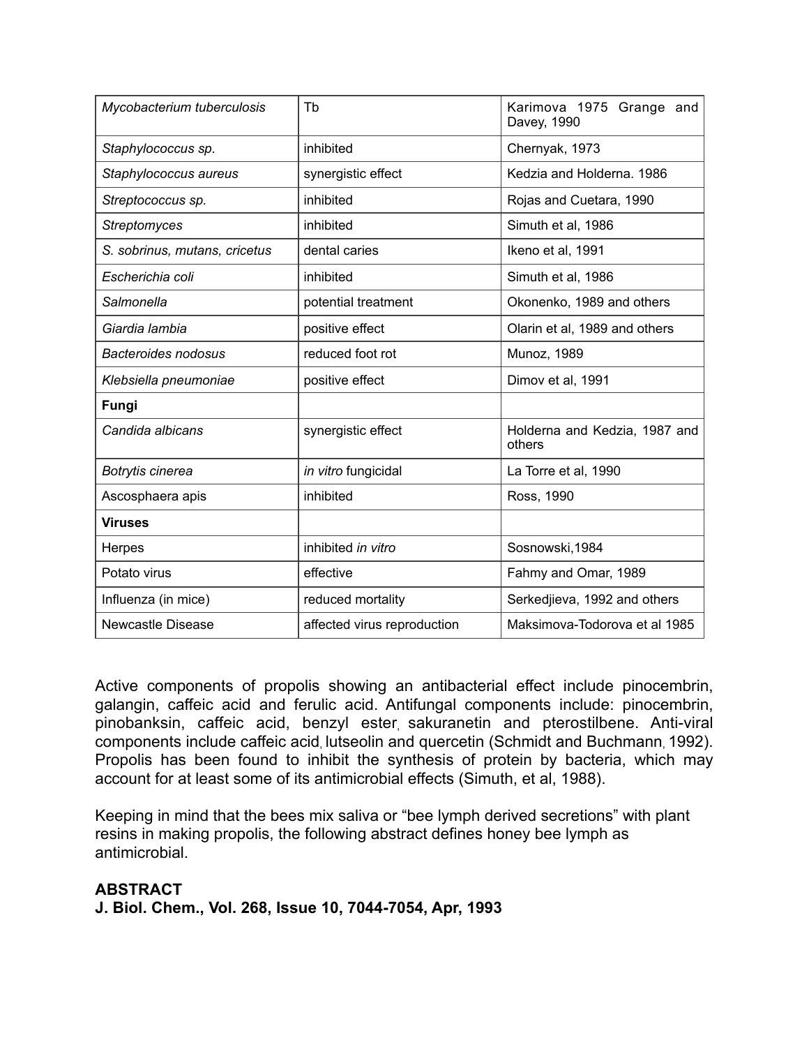| *Mycobacterium tuberculosis* | Tb | Karimova 1975 Grange and Davey, 1990 |
|---|---|---|
| *Staphylococcus sp.* | inhibited | Chernyak, 1973 |
| *Staphylococcus aureus* | synergistic effect | Kedzia and Holderna. 1986 |
| *Streptococcus sp.* | inhibited | Rojas and Cuetara, 1990 |
| *Streptomyces* | inhibited | Simuth et al, 1986 |
| *S. sobrinus, mutans, cricetus* | dental caries | Ikeno et al, 1991 |
| *Escherichia coli* | inhibited | Simuth et al, 1986 |
| *Salmonella* | potential treatment | Okonenko, 1989 and others |
| *Giardia lambia* | positive effect | Olarin et al, 1989 and others |
| *Bacteroides nodosus* | reduced foot rot | Munoz, 1989 |
| *Klebsiella pneumoniae* | positive effect | Dimov et al, 1991 |
| **Fungi** | | |
| *Candida albicans* | synergistic effect | Holderna and Kedzia, 1987 and others |
| *Botrytis cinerea* | *in vitro* fungicidal | La Torre et al, 1990 |
| Ascosphaera apis | inhibited | Ross, 1990 |
| **Viruses** | | |
| Herpes | inhibited *in vitro* | Sosnowski,1984 |
| Potato virus | effective | Fahmy and Omar, 1989 |
| Influenza (in mice) | reduced mortality | Serkedjieva, 1992 and others |
| Newcastle Disease | affected virus reproduction | Maksimova-Todorova et al 1985 |

Active components of propolis showing an antibacterial effect include pinocembrin, galangin, caffeic acid and ferulic acid. Antifungal components include: pinocembrin, pinobanksin, caffeic acid, benzyl ester, sakuranetin and pterostilbene. Anti-viral components include caffeic acid, lutseolin and quercetin (Schmidt and Buchmann, 1992). Propolis has been found to inhibit the synthesis of protein by bacteria, which may account for at least some of its antimicrobial effects (Simuth, et al, 1988).

Keeping in mind that the bees mix saliva or "bee lymph derived secretions" with plant resins in making propolis, the following abstract defines honey bee lymph as antimicrobial.

**ABSTRACT**
**J. Biol. Chem., Vol. 268, Issue 10, 7044-7054, Apr, 1993**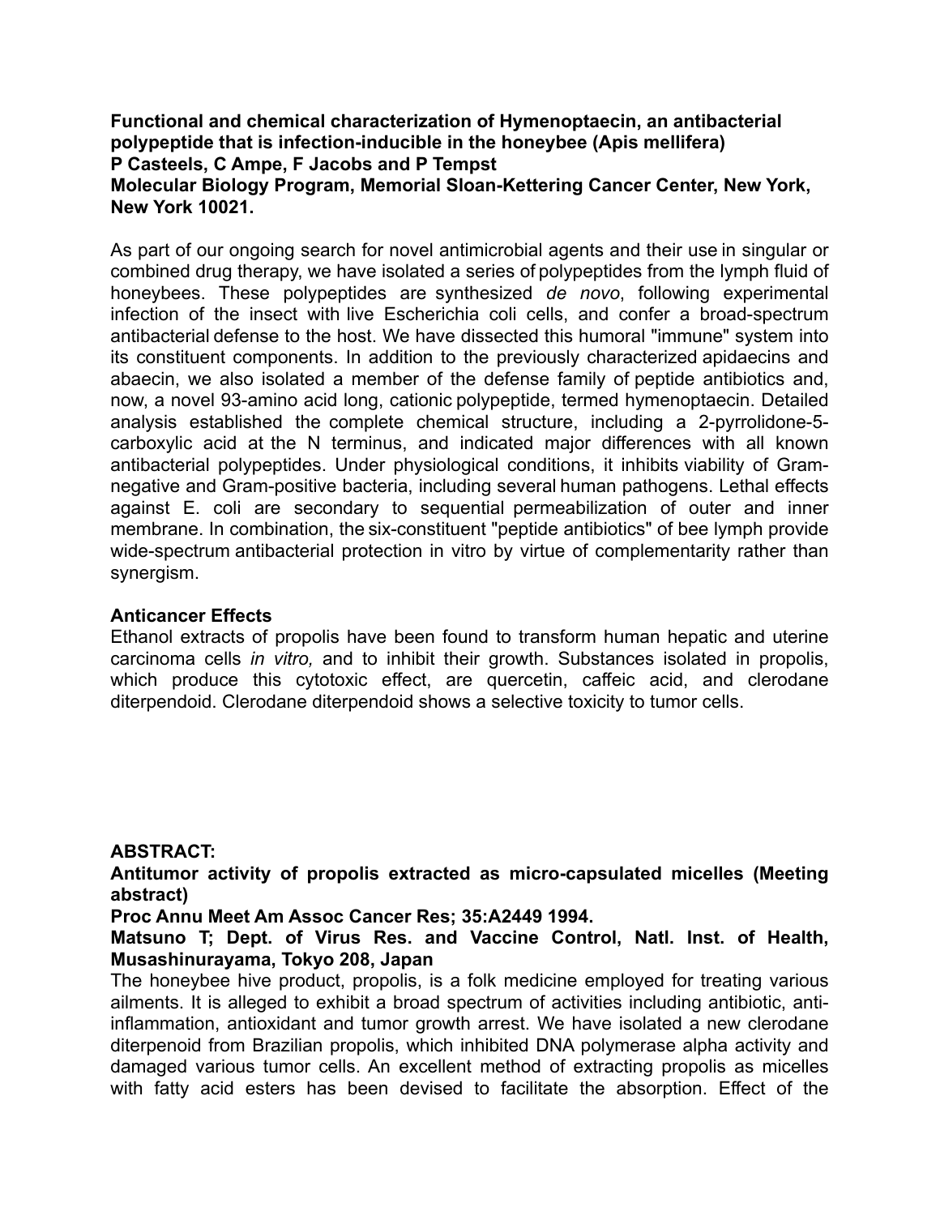**Functional and chemical characterization of Hymenoptaecin, an antibacterial polypeptide that is infection-inducible in the honeybee (Apis mellifera)**
**P Casteels, C Ampe, F Jacobs and P Tempst**
**Molecular Biology Program, Memorial Sloan-Kettering Cancer Center, New York, New York 10021.**

As part of our ongoing search for novel antimicrobial agents and their use in singular or combined drug therapy, we have isolated a series of polypeptides from the lymph fluid of honeybees. These polypeptides are synthesized *de novo*, following experimental infection of the insect with live Escherichia coli cells, and confer a broad-spectrum antibacterial defense to the host. We have dissected this humoral "immune" system into its constituent components. In addition to the previously characterized apidaecins and abaecin, we also isolated a member of the defense family of peptide antibiotics and, now, a novel 93-amino acid long, cationic polypeptide, termed hymenoptaecin. Detailed analysis established the complete chemical structure, including a 2-pyrrolidone-5-carboxylic acid at the N terminus, and indicated major differences with all known antibacterial polypeptides. Under physiological conditions, it inhibits viability of Gram-negative and Gram-positive bacteria, including several human pathogens. Lethal effects against E. coli are secondary to sequential permeabilization of outer and inner membrane. In combination, the six-constituent "peptide antibiotics" of bee lymph provide wide-spectrum antibacterial protection in vitro by virtue of complementarity rather than synergism.

**Anticancer Effects**

Ethanol extracts of propolis have been found to transform human hepatic and uterine carcinoma cells *in vitro,* and to inhibit their growth. Substances isolated in propolis, which produce this cytotoxic effect, are quercetin, caffeic acid, and clerodane diterpendoid. Clerodane diterpendoid shows a selective toxicity to tumor cells.

**ABSTRACT:**

**Antitumor activity of propolis extracted as micro-capsulated micelles (Meeting abstract)**

**Proc Annu Meet Am Assoc Cancer Res; 35:A2449 1994.**

**Matsuno T; Dept. of Virus Res. and Vaccine Control, Natl. Inst. of Health, Musashinurayama, Tokyo 208, Japan**

The honeybee hive product, propolis, is a folk medicine employed for treating various ailments. It is alleged to exhibit a broad spectrum of activities including antibiotic, anti-inflammation, antioxidant and tumor growth arrest. We have isolated a new clerodane diterpenoid from Brazilian propolis, which inhibited DNA polymerase alpha activity and damaged various tumor cells. An excellent method of extracting propolis as micelles with fatty acid esters has been devised to facilitate the absorption. Effect of the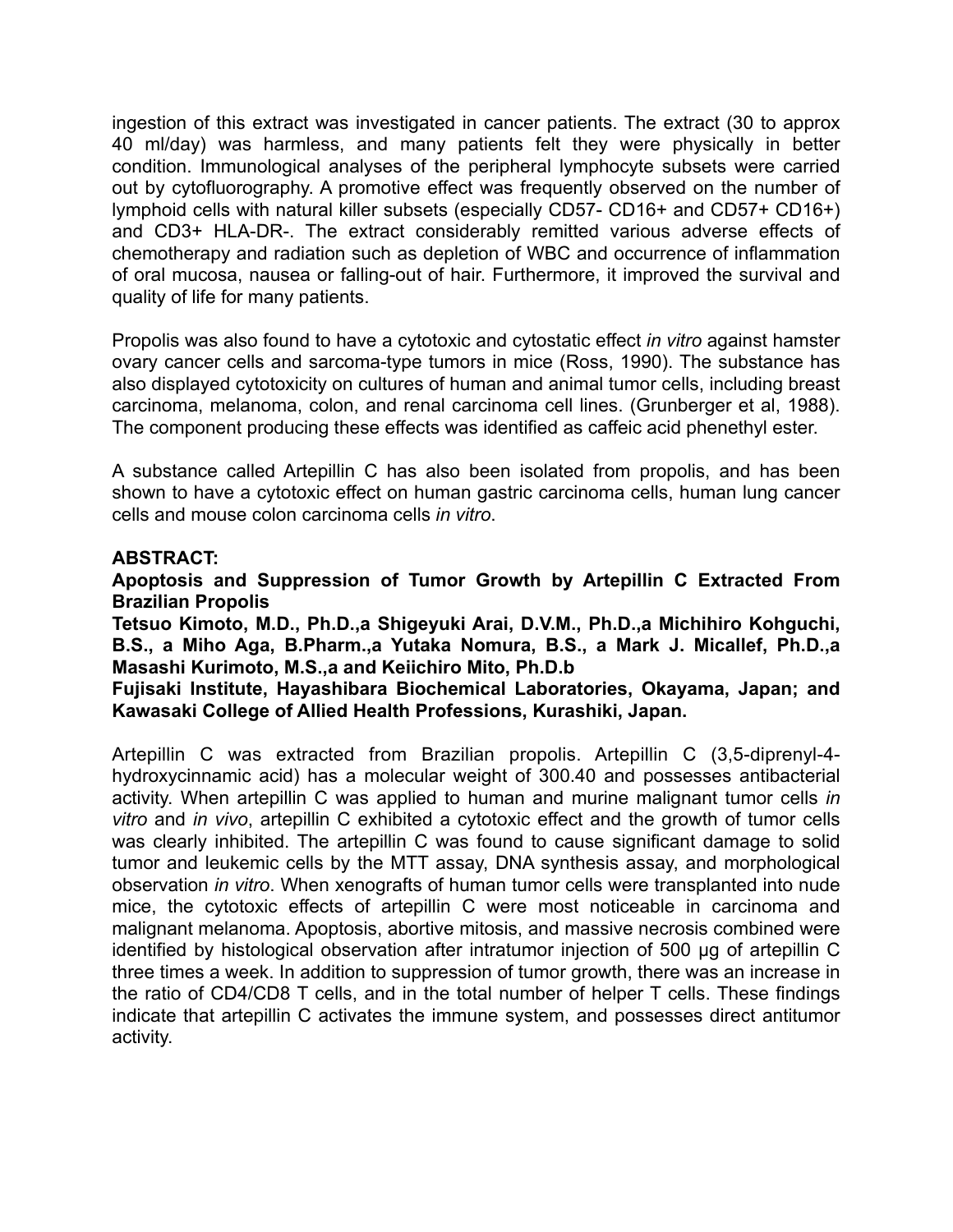ingestion of this extract was investigated in cancer patients. The extract (30 to approx 40 ml/day) was harmless, and many patients felt they were physically in better condition. Immunological analyses of the peripheral lymphocyte subsets were carried out by cytofluorography. A promotive effect was frequently observed on the number of lymphoid cells with natural killer subsets (especially CD57- CD16+ and CD57+ CD16+) and CD3+ HLA-DR-. The extract considerably remitted various adverse effects of chemotherapy and radiation such as depletion of WBC and occurrence of inflammation of oral mucosa, nausea or falling-out of hair. Furthermore, it improved the survival and quality of life for many patients.

Propolis was also found to have a cytotoxic and cytostatic effect *in vitro* against hamster ovary cancer cells and sarcoma-type tumors in mice (Ross, 1990). The substance has also displayed cytotoxicity on cultures of human and animal tumor cells, including breast carcinoma, melanoma, colon, and renal carcinoma cell lines. (Grunberger et al, 1988). The component producing these effects was identified as caffeic acid phenethyl ester.

A substance called Artepillin C has also been isolated from propolis, and has been shown to have a cytotoxic effect on human gastric carcinoma cells, human lung cancer cells and mouse colon carcinoma cells *in vitro*.

**ABSTRACT:**

**Apoptosis and Suppression of Tumor Growth by Artepillin C Extracted From Brazilian Propolis**

**Tetsuo Kimoto, M.D., Ph.D.,a Shigeyuki Arai, D.V.M., Ph.D.,a Michihiro Kohguchi, B.S., a Miho Aga, B.Pharm.,a Yutaka Nomura, B.S., a Mark J. Micallef, Ph.D.,a Masashi Kurimoto, M.S.,a and Keiichiro Mito, Ph.D.b**

**Fujisaki Institute, Hayashibara Biochemical Laboratories, Okayama, Japan; and Kawasaki College of Allied Health Professions, Kurashiki, Japan.**

Artepillin C was extracted from Brazilian propolis. Artepillin C (3,5-diprenyl-4-hydroxycinnamic acid) has a molecular weight of 300.40 and possesses antibacterial activity. When artepillin C was applied to human and murine malignant tumor cells *in vitro* and *in vivo*, artepillin C exhibited a cytotoxic effect and the growth of tumor cells was clearly inhibited. The artepillin C was found to cause significant damage to solid tumor and leukemic cells by the MTT assay, DNA synthesis assay, and morphological observation *in vitro*. When xenografts of human tumor cells were transplanted into nude mice, the cytotoxic effects of artepillin C were most noticeable in carcinoma and malignant melanoma. Apoptosis, abortive mitosis, and massive necrosis combined were identified by histological observation after intratumor injection of 500 µg of artepillin C three times a week. In addition to suppression of tumor growth, there was an increase in the ratio of CD4/CD8 T cells, and in the total number of helper T cells. These findings indicate that artepillin C activates the immune system, and possesses direct antitumor activity.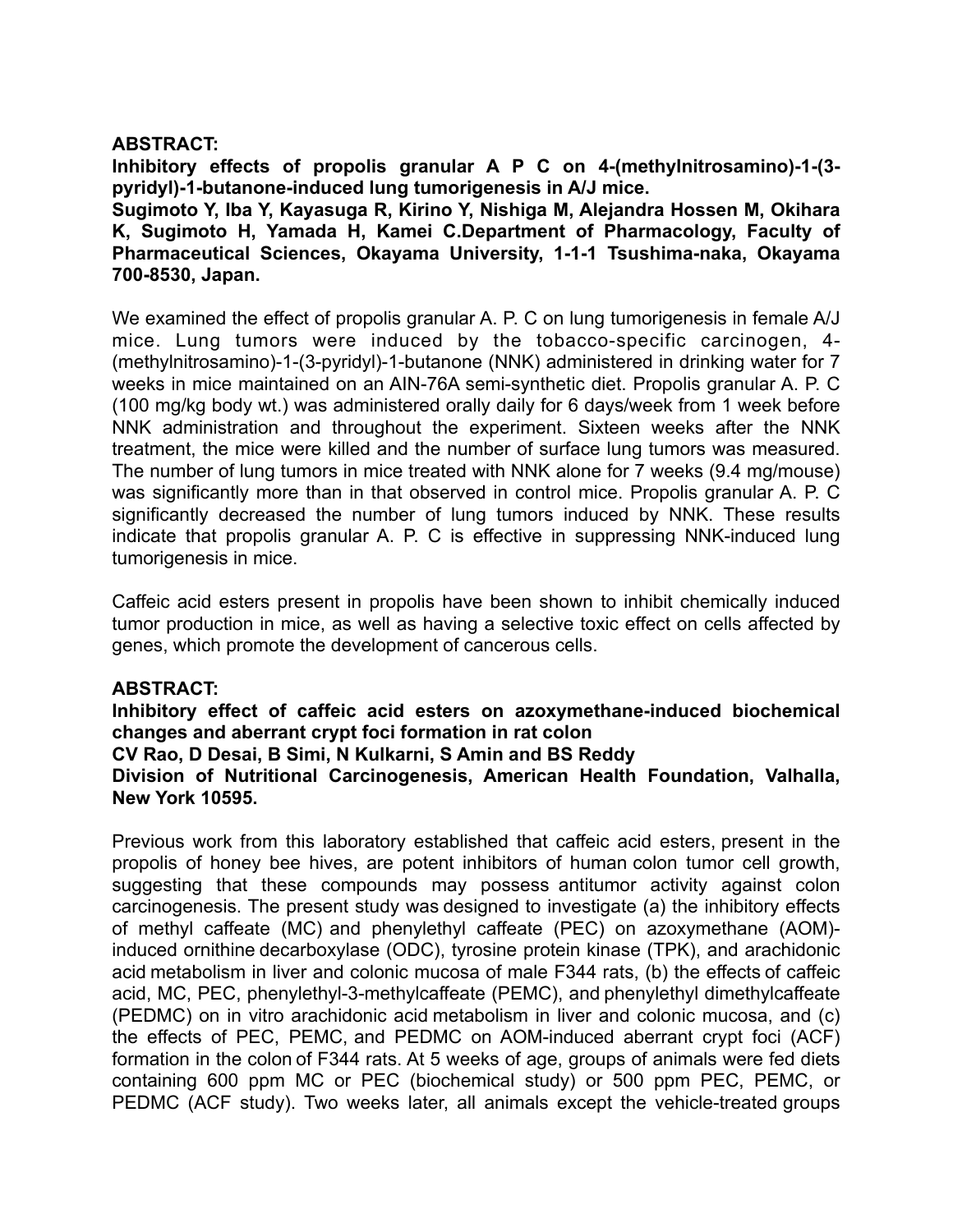**ABSTRACT:**

**Inhibitory effects of propolis granular A P C on 4-(methylnitrosamino)-1-(3-pyridyl)-1-butanone-induced lung tumorigenesis in A/J mice.**

**Sugimoto Y, Iba Y, Kayasuga R, Kirino Y, Nishiga M, Alejandra Hossen M, Okihara K, Sugimoto H, Yamada H, Kamei C.Department of Pharmacology, Faculty of Pharmaceutical Sciences, Okayama University, 1-1-1 Tsushima-naka, Okayama 700-8530, Japan.**

We examined the effect of propolis granular A. P. C on lung tumorigenesis in female A/J mice. Lung tumors were induced by the tobacco-specific carcinogen, 4-(methylnitrosamino)-1-(3-pyridyl)-1-butanone (NNK) administered in drinking water for 7 weeks in mice maintained on an AIN-76A semi-synthetic diet. Propolis granular A. P. C (100 mg/kg body wt.) was administered orally daily for 6 days/week from 1 week before NNK administration and throughout the experiment. Sixteen weeks after the NNK treatment, the mice were killed and the number of surface lung tumors was measured. The number of lung tumors in mice treated with NNK alone for 7 weeks (9.4 mg/mouse) was significantly more than in that observed in control mice. Propolis granular A. P. C significantly decreased the number of lung tumors induced by NNK. These results indicate that propolis granular A. P. C is effective in suppressing NNK-induced lung tumorigenesis in mice.

Caffeic acid esters present in propolis have been shown to inhibit chemically induced tumor production in mice, as well as having a selective toxic effect on cells affected by genes, which promote the development of cancerous cells.

**ABSTRACT:**

**Inhibitory effect of caffeic acid esters on azoxymethane-induced biochemical changes and aberrant crypt foci formation in rat colon**

**CV Rao, D Desai, B Simi, N Kulkarni, S Amin and BS Reddy**

**Division of Nutritional Carcinogenesis, American Health Foundation, Valhalla, New York 10595.**

Previous work from this laboratory established that caffeic acid esters, present in the propolis of honey bee hives, are potent inhibitors of human colon tumor cell growth, suggesting that these compounds may possess antitumor activity against colon carcinogenesis. The present study was designed to investigate (a) the inhibitory effects of methyl caffeate (MC) and phenylethyl caffeate (PEC) on azoxymethane (AOM)-induced ornithine decarboxylase (ODC), tyrosine protein kinase (TPK), and arachidonic acid metabolism in liver and colonic mucosa of male F344 rats, (b) the effects of caffeic acid, MC, PEC, phenylethyl-3-methylcaffeate (PEMC), and phenylethyl dimethylcaffeate (PEDMC) on in vitro arachidonic acid metabolism in liver and colonic mucosa, and (c) the effects of PEC, PEMC, and PEDMC on AOM-induced aberrant crypt foci (ACF) formation in the colon of F344 rats. At 5 weeks of age, groups of animals were fed diets containing 600 ppm MC or PEC (biochemical study) or 500 ppm PEC, PEMC, or PEDMC (ACF study). Two weeks later, all animals except the vehicle-treated groups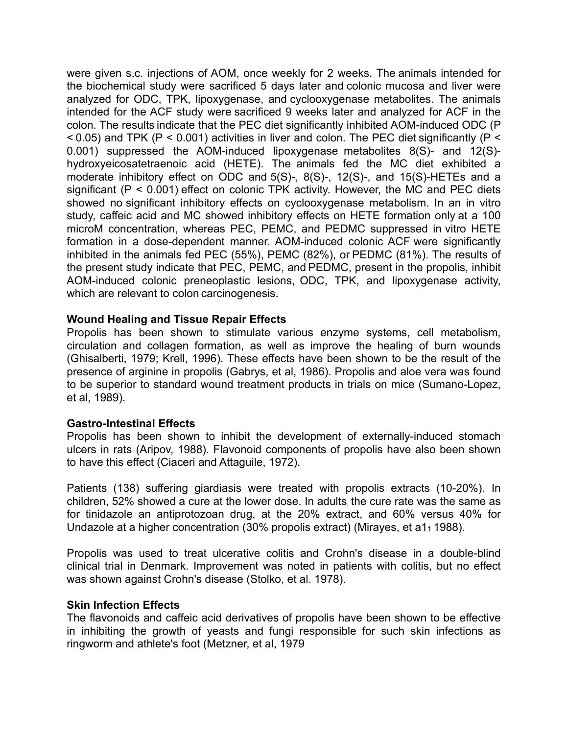were given s.c. injections of AOM, once weekly for 2 weeks. The animals intended for the biochemical study were sacrificed 5 days later and colonic mucosa and liver were analyzed for ODC, TPK, lipoxygenase, and cyclooxygenase metabolites. The animals intended for the ACF study were sacrificed 9 weeks later and analyzed for ACF in the colon. The results indicate that the PEC diet significantly inhibited AOM-induced ODC ($P < 0.05$) and TPK ($P < 0.001$) activities in liver and colon. The PEC diet significantly ($P < 0.001$) suppressed the AOM-induced lipoxygenase metabolites 8(S)- and 12(S)-hydroxyeicosatetraenoic acid (HETE). The animals fed the MC diet exhibited a moderate inhibitory effect on ODC and 5(S)-, 8(S)-, 12(S)-, and 15(S)-HETEs and a significant ($P < 0.001$) effect on colonic TPK activity. However, the MC and PEC diets showed no significant inhibitory effects on cyclooxygenase metabolism. In an in vitro study, caffeic acid and MC showed inhibitory effects on HETE formation only at a 100 microM concentration, whereas PEC, PEMC, and PEDMC suppressed in vitro HETE formation in a dose-dependent manner. AOM-induced colonic ACF were significantly inhibited in the animals fed PEC (55%), PEMC (82%), or PEDMC (81%). The results of the present study indicate that PEC, PEMC, and PEDMC, present in the propolis, inhibit AOM-induced colonic preneoplastic lesions, ODC, TPK, and lipoxygenase activity, which are relevant to colon carcinogenesis.

**Wound Healing and Tissue Repair Effects**
Propolis has been shown to stimulate various enzyme systems, cell metabolism, circulation and collagen formation, as well as improve the healing of burn wounds (Ghisalberti, 1979; Krell, 1996). These effects have been shown to be the result of the presence of arginine in propolis (Gabrys, et al, 1986). Propolis and aloe vera was found to be superior to standard wound treatment products in trials on mice (Sumano-Lopez, et al, 1989).

**Gastro-Intestinal Effects**
Propolis has been shown to inhibit the development of externally-induced stomach ulcers in rats (Aripov, 1988). Flavonoid components of propolis have also been shown to have this effect (Ciaceri and Attaguile, 1972).

Patients (138) suffering giardiasis were treated with propolis extracts (10-20%). In children, 52% showed a cure at the lower dose. In adults, the cure rate was the same as for tinidazole an antiprotozoan drug, at the 20% extract, and 60% versus 40% for Undazole at a higher concentration (30% propolis extract) (Mirayes, et a1$_1$ 1988).

Propolis was used to treat ulcerative colitis and Crohn's disease in a double-blind clinical trial in Denmark. Improvement was noted in patients with colitis, but no effect was shown against Crohn's disease (Stolko, et al. 1978).

**Skin Infection Effects**
The flavonoids and caffeic acid derivatives of propolis have been shown to be effective in inhibiting the growth of yeasts and fungi responsible for such skin infections as ringworm and athlete's foot (Metzner, et al, 1979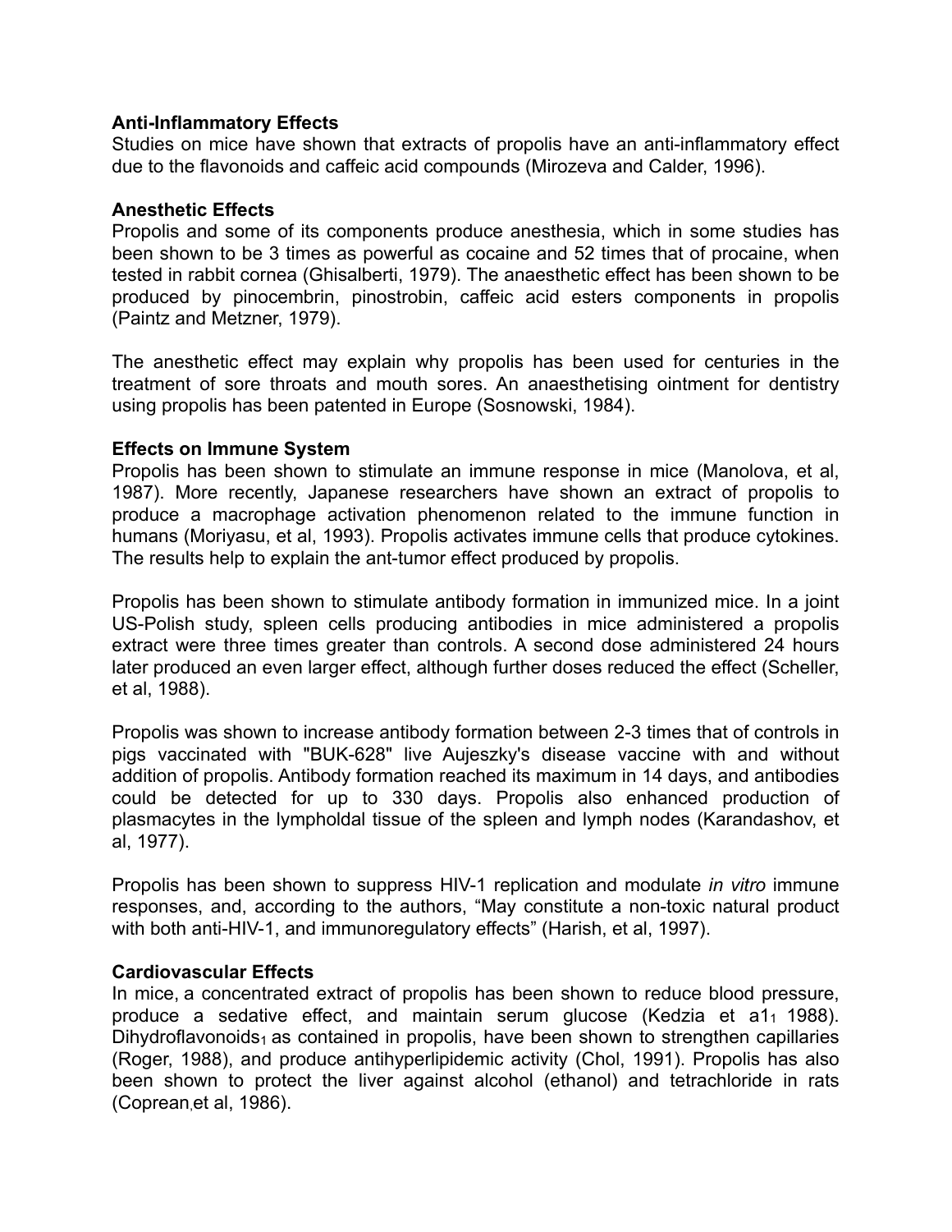**Anti-Inflammatory Effects**

Studies on mice have shown that extracts of propolis have an anti-inflammatory effect due to the flavonoids and caffeic acid compounds (Mirozeva and Calder, 1996).

**Anesthetic Effects**

Propolis and some of its components produce anesthesia, which in some studies has been shown to be 3 times as powerful as cocaine and 52 times that of procaine, when tested in rabbit cornea (Ghisalberti, 1979). The anaesthetic effect has been shown to be produced by pinocembrin, pinostrobin, caffeic acid esters components in propolis (Paintz and Metzner, 1979).

The anesthetic effect may explain why propolis has been used for centuries in the treatment of sore throats and mouth sores. An anaesthetising ointment for dentistry using propolis has been patented in Europe (Sosnowski, 1984).

**Effects on Immune System**

Propolis has been shown to stimulate an immune response in mice (Manolova, et al, 1987). More recently, Japanese researchers have shown an extract of propolis to produce a macrophage activation phenomenon related to the immune function in humans (Moriyasu, et al, 1993). Propolis activates immune cells that produce cytokines. The results help to explain the ant-tumor effect produced by propolis.

Propolis has been shown to stimulate antibody formation in immunized mice. In a joint US-Polish study, spleen cells producing antibodies in mice administered a propolis extract were three times greater than controls. A second dose administered 24 hours later produced an even larger effect, although further doses reduced the effect (Scheller, et al, 1988).

Propolis was shown to increase antibody formation between 2-3 times that of controls in pigs vaccinated with "BUK-628" live Aujeszky's disease vaccine with and without addition of propolis. Antibody formation reached its maximum in 14 days, and antibodies could be detected for up to 330 days. Propolis also enhanced production of plasmacytes in the lympholdal tissue of the spleen and lymph nodes (Karandashov, et al, 1977).

Propolis has been shown to suppress HIV-1 replication and modulate *in vitro* immune responses, and, according to the authors, "May constitute a non-toxic natural product with both anti-HIV-1, and immunoregulatory effects" (Harish, et al, 1997).

**Cardiovascular Effects**

In mice, a concentrated extract of propolis has been shown to reduce blood pressure, produce a sedative effect, and maintain serum glucose (Kedzia et a1, 1988). Dihydroflavonoids, as contained in propolis, have been shown to strengthen capillaries (Roger, 1988), and produce antihyperlipidemic activity (Chol, 1991). Propolis has also been shown to protect the liver against alcohol (ethanol) and tetrachloride in rats (Coprean, et al, 1986).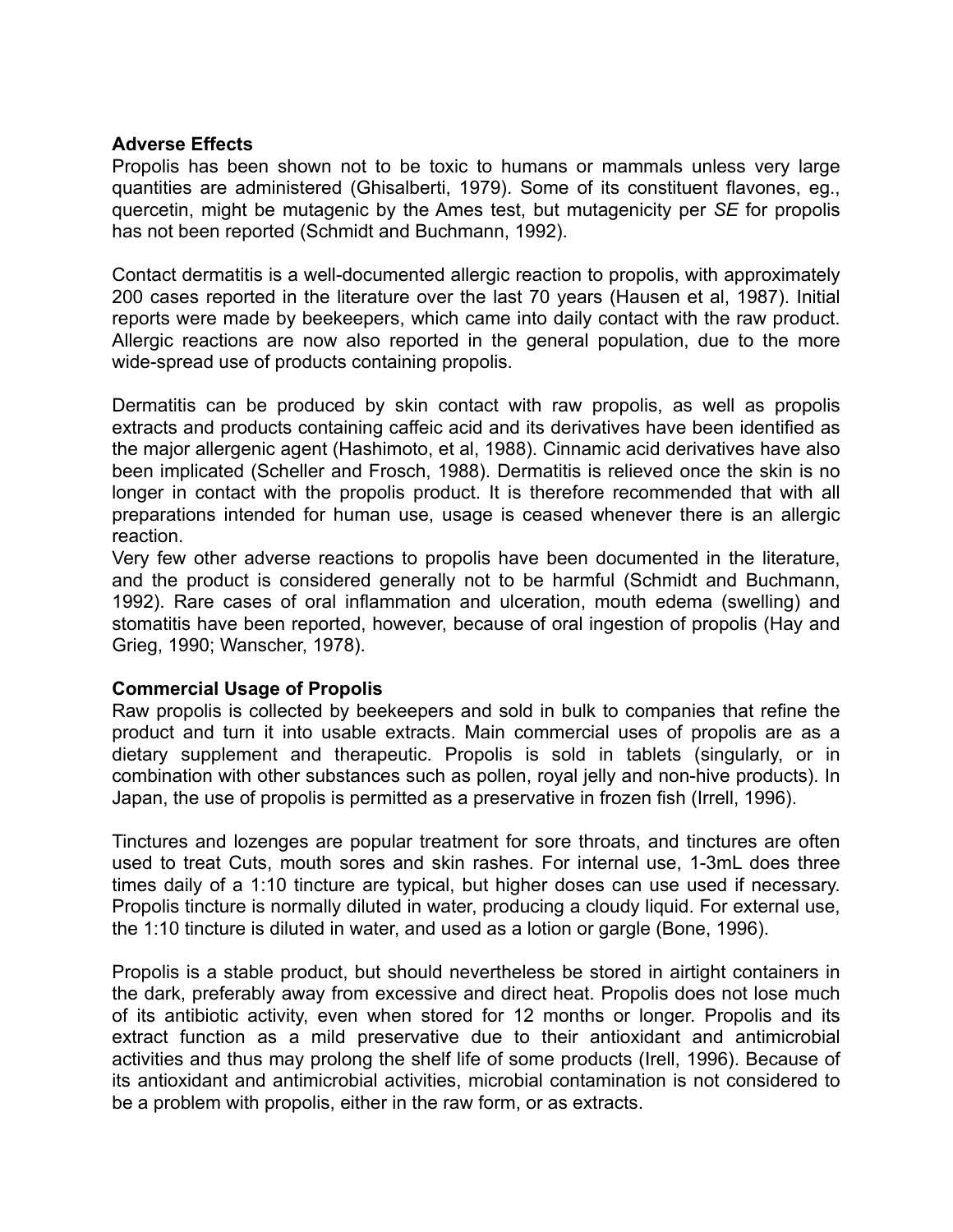**Adverse Effects**

Propolis has been shown not to be toxic to humans or mammals unless very large quantities are administered (Ghisalberti, 1979). Some of its constituent flavones, eg., quercetin, might be mutagenic by the Ames test, but mutagenicity per *SE* for propolis has not been reported (Schmidt and Buchmann, 1992).

Contact dermatitis is a well-documented allergic reaction to propolis, with approximately 200 cases reported in the literature over the last 70 years (Hausen et al, 1987). Initial reports were made by beekeepers, which came into daily contact with the raw product. Allergic reactions are now also reported in the general population, due to the more wide-spread use of products containing propolis.

Dermatitis can be produced by skin contact with raw propolis, as well as propolis extracts and products containing caffeic acid and its derivatives have been identified as the major allergenic agent (Hashimoto, et al, 1988). Cinnamic acid derivatives have also been implicated (Scheller and Frosch, 1988). Dermatitis is relieved once the skin is no longer in contact with the propolis product. It is therefore recommended that with all preparations intended for human use, usage is ceased whenever there is an allergic reaction.

Very few other adverse reactions to propolis have been documented in the literature, and the product is considered generally not to be harmful (Schmidt and Buchmann, 1992). Rare cases of oral inflammation and ulceration, mouth edema (swelling) and stomatitis have been reported, however, because of oral ingestion of propolis (Hay and Grieg, 1990; Wanscher, 1978).

**Commercial Usage of Propolis**

Raw propolis is collected by beekeepers and sold in bulk to companies that refine the product and turn it into usable extracts. Main commercial uses of propolis are as a dietary supplement and therapeutic. Propolis is sold in tablets (singularly, or in combination with other substances such as pollen, royal jelly and non-hive products). In Japan, the use of propolis is permitted as a preservative in frozen fish (Irrell, 1996).

Tinctures and lozenges are popular treatment for sore throats, and tinctures are often used to treat Cuts, mouth sores and skin rashes. For internal use, 1-3mL does three times daily of a 1:10 tincture are typical, but higher doses can use used if necessary. Propolis tincture is normally diluted in water, producing a cloudy liquid. For external use, the 1:10 tincture is diluted in water, and used as a lotion or gargle (Bone, 1996).

Propolis is a stable product, but should nevertheless be stored in airtight containers in the dark, preferably away from excessive and direct heat. Propolis does not lose much of its antibiotic activity, even when stored for 12 months or longer. Propolis and its extract function as a mild preservative due to their antioxidant and antimicrobial activities and thus may prolong the shelf life of some products (Irell, 1996). Because of its antioxidant and antimicrobial activities, microbial contamination is not considered to be a problem with propolis, either in the raw form, or as extracts.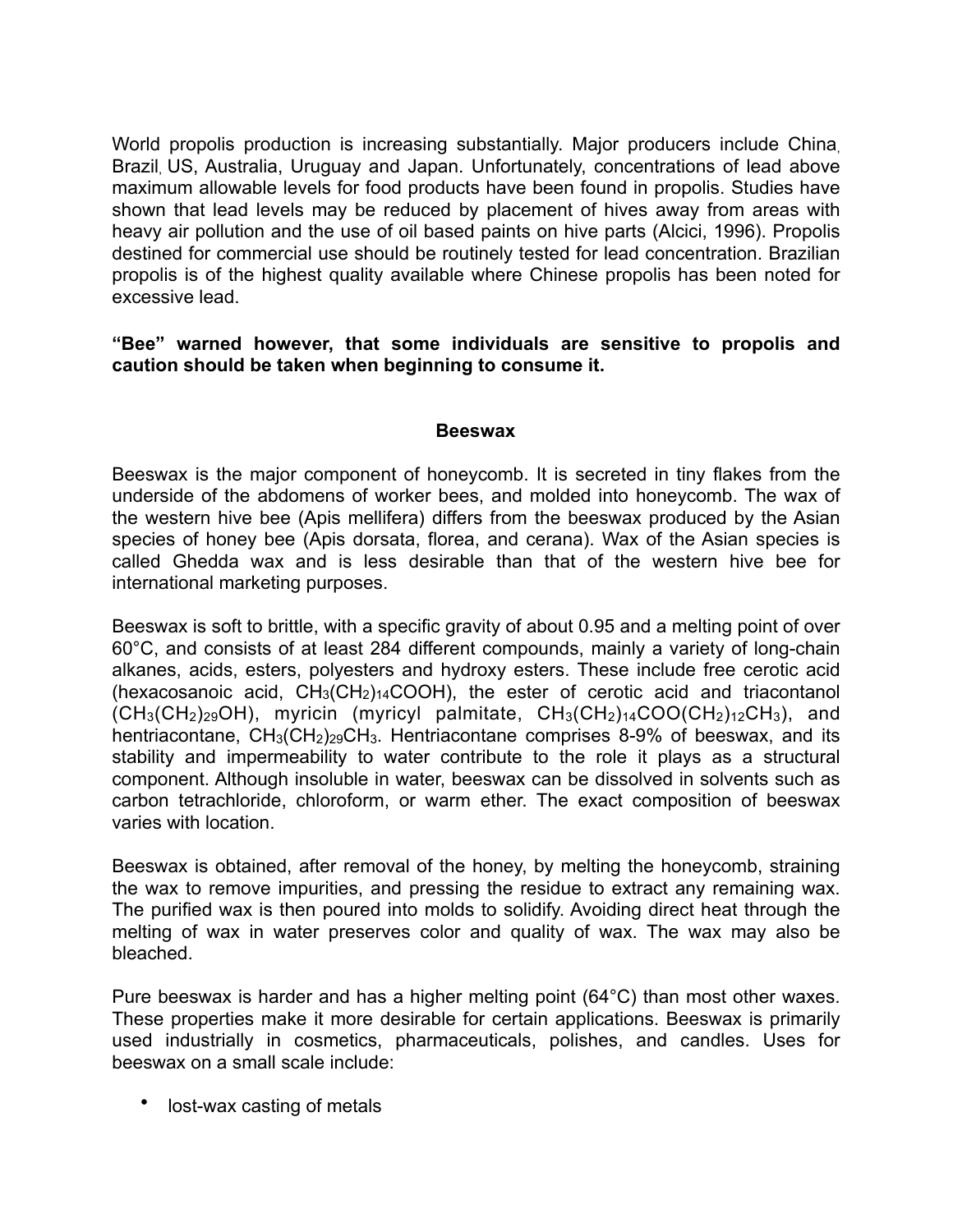World propolis production is increasing substantially. Major producers include China, Brazil, US, Australia, Uruguay and Japan. Unfortunately, concentrations of lead above maximum allowable levels for food products have been found in propolis. Studies have shown that lead levels may be reduced by placement of hives away from areas with heavy air pollution and the use of oil based paints on hive parts (Alcici, 1996). Propolis destined for commercial use should be routinely tested for lead concentration. Brazilian propolis is of the highest quality available where Chinese propolis has been noted for excessive lead.

**"Bee" warned however, that some individuals are sensitive to propolis and caution should be taken when beginning to consume it.**

## Beeswax

Beeswax is the major component of honeycomb. It is secreted in tiny flakes from the underside of the abdomens of worker bees, and molded into honeycomb. The wax of the western hive bee (Apis mellifera) differs from the beeswax produced by the Asian species of honey bee (Apis dorsata, florea, and cerana). Wax of the Asian species is called Ghedda wax and is less desirable than that of the western hive bee for international marketing purposes.

Beeswax is soft to brittle, with a specific gravity of about 0.95 and a melting point of over 60°C, and consists of at least 284 different compounds, mainly a variety of long-chain alkanes, acids, esters, polyesters and hydroxy esters. These include free cerotic acid (hexacosanoic acid, $CH_3(CH_2)_{14}COOH$), the ester of cerotic acid and triacontanol ($CH_3(CH_2)_{29}OH$), myricin (myricyl palmitate, $CH_3(CH_2)_{14}COO(CH_2)_{12}CH_3$), and hentriacontane, $CH_3(CH_2)_{29}CH_3$. Hentriacontane comprises 8-9% of beeswax, and its stability and impermeability to water contribute to the role it plays as a structural component. Although insoluble in water, beeswax can be dissolved in solvents such as carbon tetrachloride, chloroform, or warm ether. The exact composition of beeswax varies with location.

Beeswax is obtained, after removal of the honey, by melting the honeycomb, straining the wax to remove impurities, and pressing the residue to extract any remaining wax. The purified wax is then poured into molds to solidify. Avoiding direct heat through the melting of wax in water preserves color and quality of wax. The wax may also be bleached.

Pure beeswax is harder and has a higher melting point (64°C) than most other waxes. These properties make it more desirable for certain applications. Beeswax is primarily used industrially in cosmetics, pharmaceuticals, polishes, and candles. Uses for beeswax on a small scale include:

- lost-wax casting of metals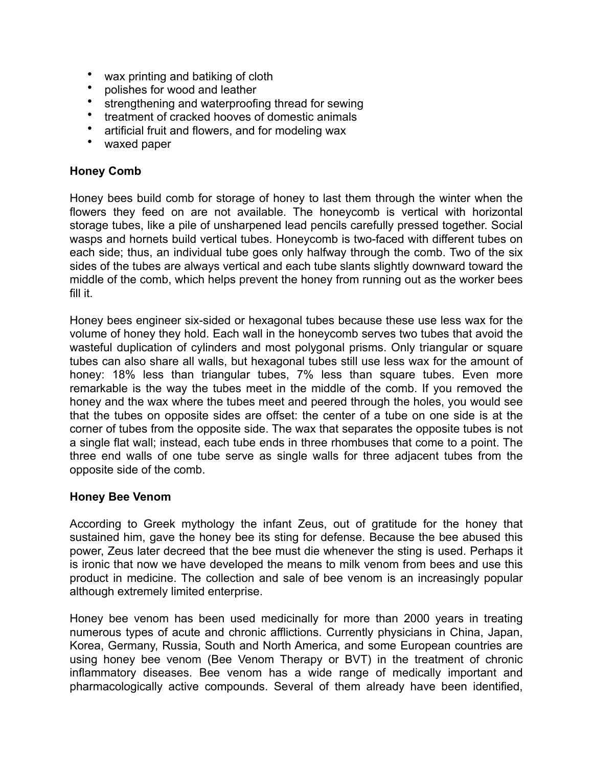- wax printing and batiking of cloth
- polishes for wood and leather
- strengthening and waterproofing thread for sewing
- treatment of cracked hooves of domestic animals
- artificial fruit and flowers, and for modeling wax
- waxed paper

**Honey Comb**

Honey bees build comb for storage of honey to last them through the winter when the flowers they feed on are not available. The honeycomb is vertical with horizontal storage tubes, like a pile of unsharpened lead pencils carefully pressed together. Social wasps and hornets build vertical tubes. Honeycomb is two-faced with different tubes on each side; thus, an individual tube goes only halfway through the comb. Two of the six sides of the tubes are always vertical and each tube slants slightly downward toward the middle of the comb, which helps prevent the honey from running out as the worker bees fill it.

Honey bees engineer six-sided or hexagonal tubes because these use less wax for the volume of honey they hold. Each wall in the honeycomb serves two tubes that avoid the wasteful duplication of cylinders and most polygonal prisms. Only triangular or square tubes can also share all walls, but hexagonal tubes still use less wax for the amount of honey: 18% less than triangular tubes, 7% less than square tubes. Even more remarkable is the way the tubes meet in the middle of the comb. If you removed the honey and the wax where the tubes meet and peered through the holes, you would see that the tubes on opposite sides are offset: the center of a tube on one side is at the corner of tubes from the opposite side. The wax that separates the opposite tubes is not a single flat wall; instead, each tube ends in three rhombuses that come to a point. The three end walls of one tube serve as single walls for three adjacent tubes from the opposite side of the comb.

**Honey Bee Venom**

According to Greek mythology the infant Zeus, out of gratitude for the honey that sustained him, gave the honey bee its sting for defense. Because the bee abused this power, Zeus later decreed that the bee must die whenever the sting is used. Perhaps it is ironic that now we have developed the means to milk venom from bees and use this product in medicine. The collection and sale of bee venom is an increasingly popular although extremely limited enterprise.

Honey bee venom has been used medicinally for more than 2000 years in treating numerous types of acute and chronic afflictions. Currently physicians in China, Japan, Korea, Germany, Russia, South and North America, and some European countries are using honey bee venom (Bee Venom Therapy or BVT) in the treatment of chronic inflammatory diseases. Bee venom has a wide range of medically important and pharmacologically active compounds. Several of them already have been identified,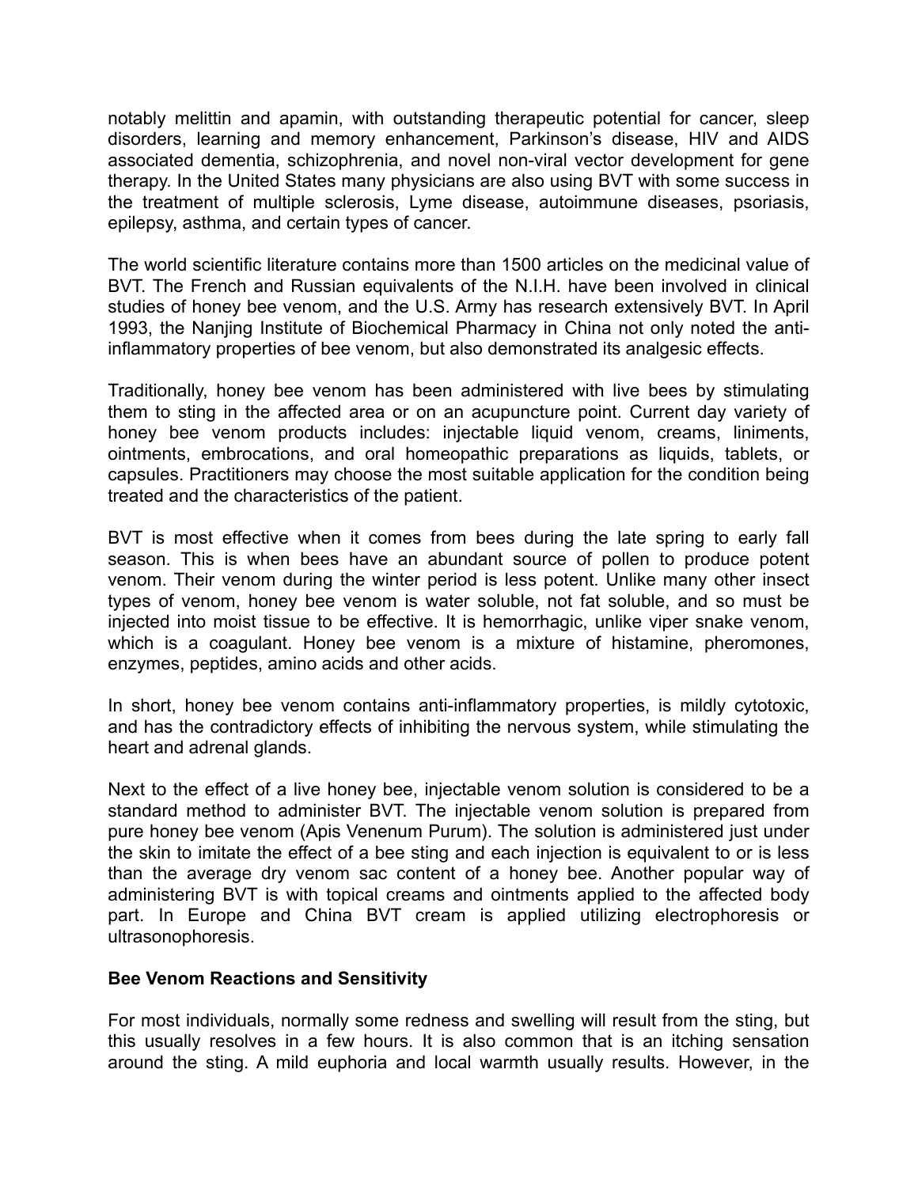notably melittin and apamin, with outstanding therapeutic potential for cancer, sleep disorders, learning and memory enhancement, Parkinson's disease, HIV and AIDS associated dementia, schizophrenia, and novel non-viral vector development for gene therapy. In the United States many physicians are also using BVT with some success in the treatment of multiple sclerosis, Lyme disease, autoimmune diseases, psoriasis, epilepsy, asthma, and certain types of cancer.

The world scientific literature contains more than 1500 articles on the medicinal value of BVT. The French and Russian equivalents of the N.I.H. have been involved in clinical studies of honey bee venom, and the U.S. Army has research extensively BVT. In April 1993, the Nanjing Institute of Biochemical Pharmacy in China not only noted the anti-inflammatory properties of bee venom, but also demonstrated its analgesic effects.

Traditionally, honey bee venom has been administered with live bees by stimulating them to sting in the affected area or on an acupuncture point. Current day variety of honey bee venom products includes: injectable liquid venom, creams, liniments, ointments, embrocations, and oral homeopathic preparations as liquids, tablets, or capsules. Practitioners may choose the most suitable application for the condition being treated and the characteristics of the patient.

BVT is most effective when it comes from bees during the late spring to early fall season. This is when bees have an abundant source of pollen to produce potent venom. Their venom during the winter period is less potent. Unlike many other insect types of venom, honey bee venom is water soluble, not fat soluble, and so must be injected into moist tissue to be effective. It is hemorrhagic, unlike viper snake venom, which is a coagulant. Honey bee venom is a mixture of histamine, pheromones, enzymes, peptides, amino acids and other acids.

In short, honey bee venom contains anti-inflammatory properties, is mildly cytotoxic, and has the contradictory effects of inhibiting the nervous system, while stimulating the heart and adrenal glands.

Next to the effect of a live honey bee, injectable venom solution is considered to be a standard method to administer BVT. The injectable venom solution is prepared from pure honey bee venom (Apis Venenum Purum). The solution is administered just under the skin to imitate the effect of a bee sting and each injection is equivalent to or is less than the average dry venom sac content of a honey bee. Another popular way of administering BVT is with topical creams and ointments applied to the affected body part. In Europe and China BVT cream is applied utilizing electrophoresis or ultrasonophoresis.

**Bee Venom Reactions and Sensitivity**

For most individuals, normally some redness and swelling will result from the sting, but this usually resolves in a few hours. It is also common that is an itching sensation around the sting. A mild euphoria and local warmth usually results. However, in the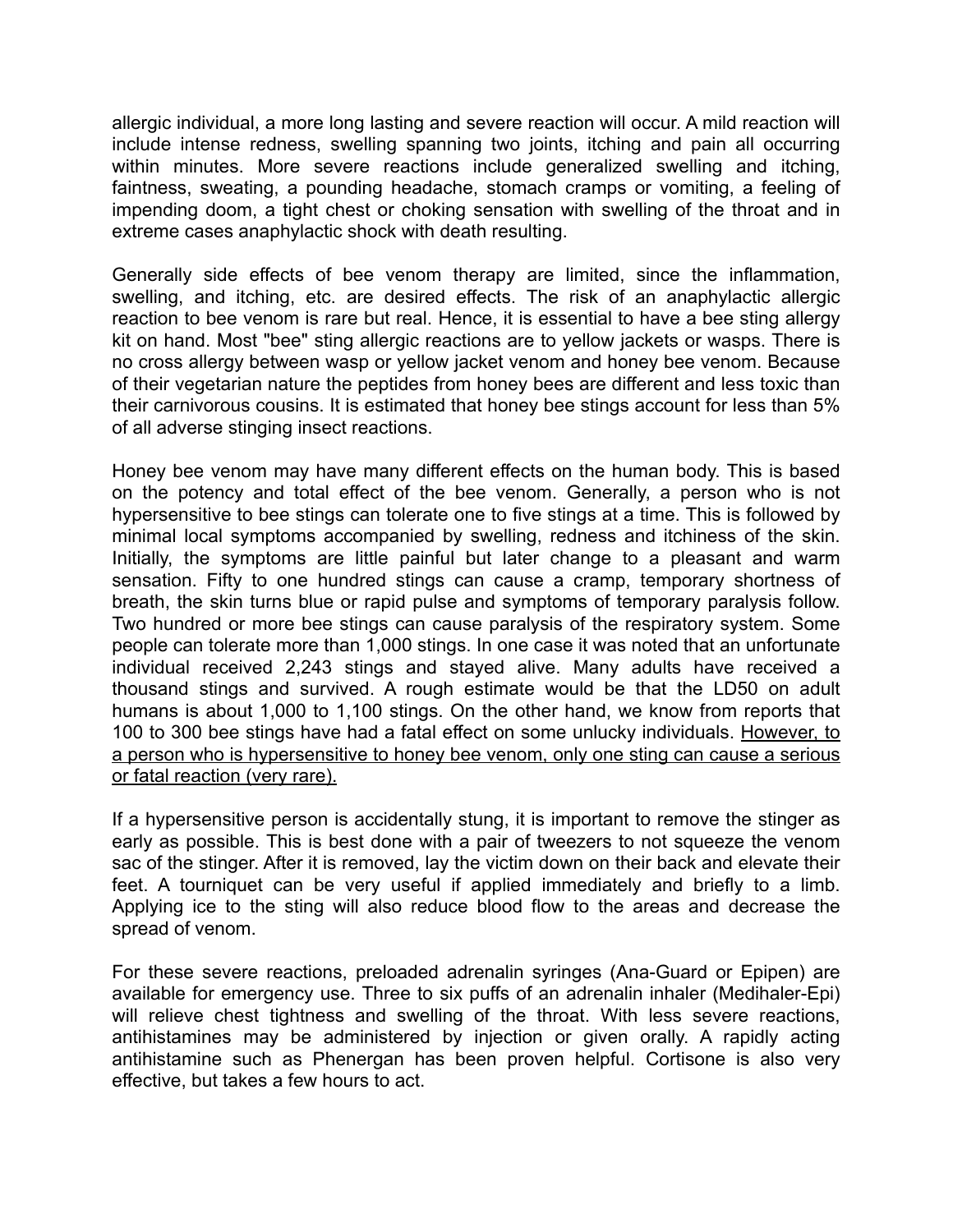allergic individual, a more long lasting and severe reaction will occur. A mild reaction will include intense redness, swelling spanning two joints, itching and pain all occurring within minutes. More severe reactions include generalized swelling and itching, faintness, sweating, a pounding headache, stomach cramps or vomiting, a feeling of impending doom, a tight chest or choking sensation with swelling of the throat and in extreme cases anaphylactic shock with death resulting.

Generally side effects of bee venom therapy are limited, since the inflammation, swelling, and itching, etc. are desired effects. The risk of an anaphylactic allergic reaction to bee venom is rare but real. Hence, it is essential to have a bee sting allergy kit on hand. Most "bee" sting allergic reactions are to yellow jackets or wasps. There is no cross allergy between wasp or yellow jacket venom and honey bee venom. Because of their vegetarian nature the peptides from honey bees are different and less toxic than their carnivorous cousins. It is estimated that honey bee stings account for less than 5% of all adverse stinging insect reactions.

Honey bee venom may have many different effects on the human body. This is based on the potency and total effect of the bee venom. Generally, a person who is not hypersensitive to bee stings can tolerate one to five stings at a time. This is followed by minimal local symptoms accompanied by swelling, redness and itchiness of the skin. Initially, the symptoms are little painful but later change to a pleasant and warm sensation. Fifty to one hundred stings can cause a cramp, temporary shortness of breath, the skin turns blue or rapid pulse and symptoms of temporary paralysis follow. Two hundred or more bee stings can cause paralysis of the respiratory system. Some people can tolerate more than 1,000 stings. In one case it was noted that an unfortunate individual received 2,243 stings and stayed alive. Many adults have received a thousand stings and survived. A rough estimate would be that the LD50 on adult humans is about 1,000 to 1,100 stings. On the other hand, we know from reports that 100 to 300 bee stings have had a fatal effect on some unlucky individuals. <u>However, to a person who is hypersensitive to honey bee venom, only one sting can cause a serious or fatal reaction (very rare).</u>

If a hypersensitive person is accidentally stung, it is important to remove the stinger as early as possible. This is best done with a pair of tweezers to not squeeze the venom sac of the stinger. After it is removed, lay the victim down on their back and elevate their feet. A tourniquet can be very useful if applied immediately and briefly to a limb. Applying ice to the sting will also reduce blood flow to the areas and decrease the spread of venom.

For these severe reactions, preloaded adrenalin syringes (Ana-Guard or Epipen) are available for emergency use. Three to six puffs of an adrenalin inhaler (Medihaler-Epi) will relieve chest tightness and swelling of the throat. With less severe reactions, antihistamines may be administered by injection or given orally. A rapidly acting antihistamine such as Phenergan has been proven helpful. Cortisone is also very effective, but takes a few hours to act.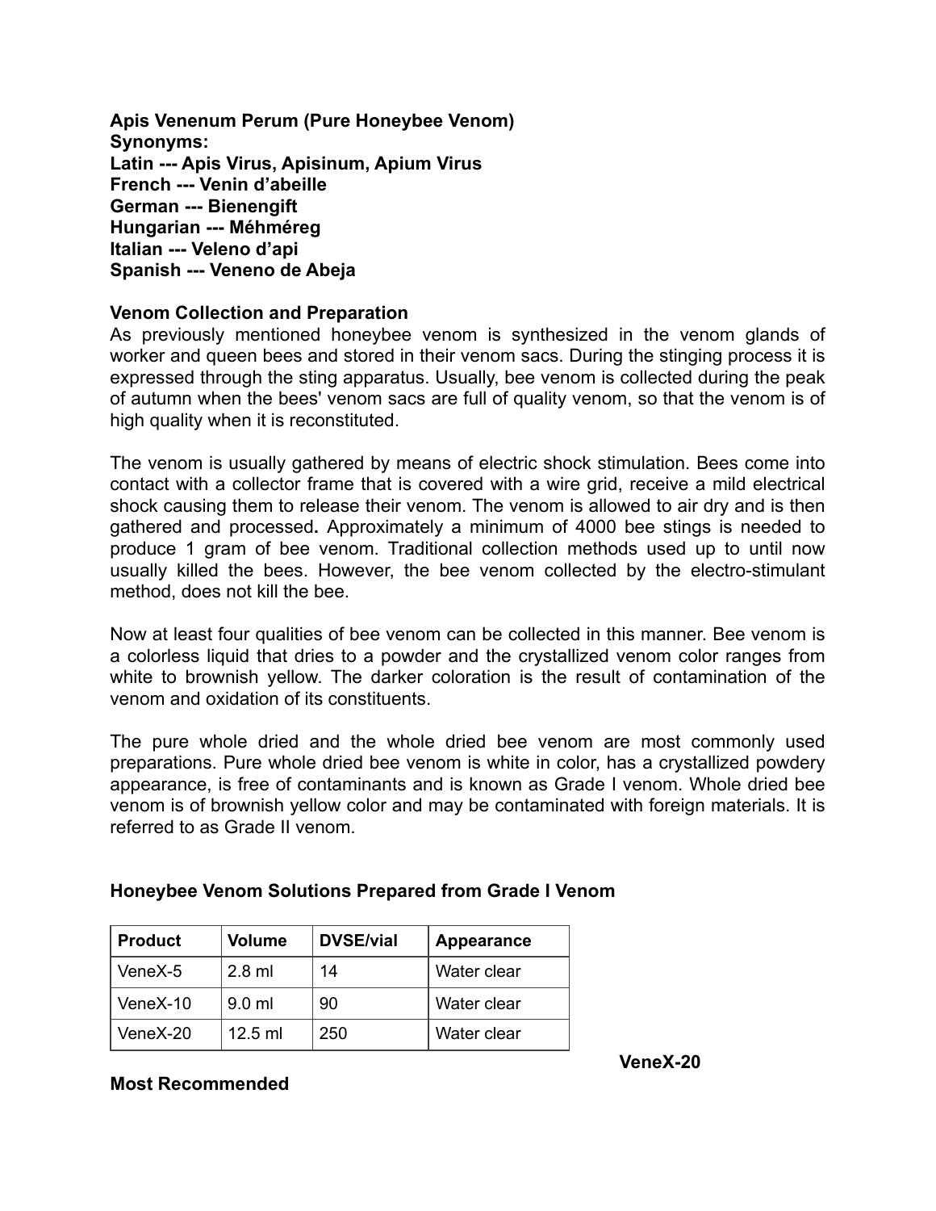**Apis Venenum Perum (Pure Honeybee Venom)**
**Synonyms:**
**Latin --- Apis Virus, Apisinum, Apium Virus**
**French --- Venin d'abeille**
**German --- Bienengift**
**Hungarian --- Méhméreg**
**Italian --- Veleno d'api**
**Spanish --- Veneno de Abeja**

**Venom Collection and Preparation**

As previously mentioned honeybee venom is synthesized in the venom glands of worker and queen bees and stored in their venom sacs. During the stinging process it is expressed through the sting apparatus. Usually, bee venom is collected during the peak of autumn when the bees' venom sacs are full of quality venom, so that the venom is of high quality when it is reconstituted.

The venom is usually gathered by means of electric shock stimulation. Bees come into contact with a collector frame that is covered with a wire grid, receive a mild electrical shock causing them to release their venom. The venom is allowed to air dry and is then gathered and processed**.** Approximately a minimum of 4000 bee stings is needed to produce 1 gram of bee venom. Traditional collection methods used up to until now usually killed the bees. However, the bee venom collected by the electro-stimulant method, does not kill the bee.

Now at least four qualities of bee venom can be collected in this manner. Bee venom is a colorless liquid that dries to a powder and the crystallized venom color ranges from white to brownish yellow. The darker coloration is the result of contamination of the venom and oxidation of its constituents.

The pure whole dried and the whole dried bee venom are most commonly used preparations. Pure whole dried bee venom is white in color, has a crystallized powdery appearance, is free of contaminants and is known as Grade I venom. Whole dried bee venom is of brownish yellow color and may be contaminated with foreign materials. It is referred to as Grade II venom.

**Honeybee Venom Solutions Prepared from Grade I Venom**

| Product | Volume | DVSE/vial | Appearance |
|---|---|---|---|
| VeneX-5 | 2.8 ml | 14 | Water clear |
| VeneX-10 | 9.0 ml | 90 | Water clear |
| VeneX-20 | 12.5 ml | 250 | Water clear |

**VeneX-20**

**Most Recommended**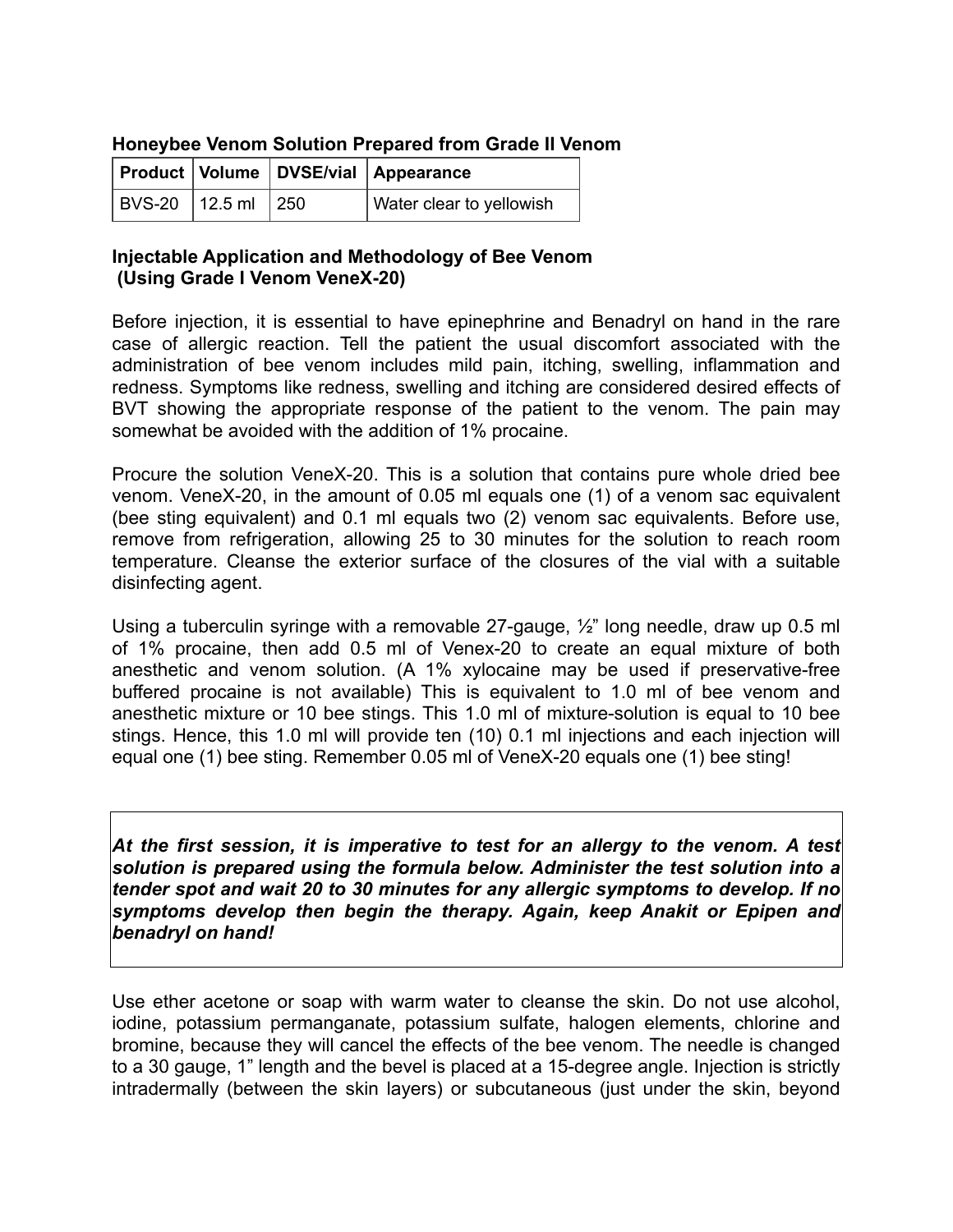**Honeybee Venom Solution Prepared from Grade II Venom**

| Product | Volume | DVSE/vial | Appearance |
|---|---|---|---|
| BVS-20 | 12.5 ml | 250 | Water clear to yellowish |

**Injectable Application and Methodology of Bee Venom**
**(Using Grade I Venom VeneX-20)**

Before injection, it is essential to have epinephrine and Benadryl on hand in the rare case of allergic reaction. Tell the patient the usual discomfort associated with the administration of bee venom includes mild pain, itching, swelling, inflammation and redness. Symptoms like redness, swelling and itching are considered desired effects of BVT showing the appropriate response of the patient to the venom. The pain may somewhat be avoided with the addition of 1% procaine.

Procure the solution VeneX-20. This is a solution that contains pure whole dried bee venom. VeneX-20, in the amount of 0.05 ml equals one (1) of a venom sac equivalent (bee sting equivalent) and 0.1 ml equals two (2) venom sac equivalents. Before use, remove from refrigeration, allowing 25 to 30 minutes for the solution to reach room temperature. Cleanse the exterior surface of the closures of the vial with a suitable disinfecting agent.

Using a tuberculin syringe with a removable 27-gauge, ½" long needle, draw up 0.5 ml of 1% procaine, then add 0.5 ml of Venex-20 to create an equal mixture of both anesthetic and venom solution. (A 1% xylocaine may be used if preservative-free buffered procaine is not available) This is equivalent to 1.0 ml of bee venom and anesthetic mixture or 10 bee stings. This 1.0 ml of mixture-solution is equal to 10 bee stings. Hence, this 1.0 ml will provide ten (10) 0.1 ml injections and each injection will equal one (1) bee sting. Remember 0.05 ml of VeneX-20 equals one (1) bee sting!

***At the first session, it is imperative to test for an allergy to the venom. A test solution is prepared using the formula below. Administer the test solution into a tender spot and wait 20 to 30 minutes for any allergic symptoms to develop. If no symptoms develop then begin the therapy. Again, keep Anakit or Epipen and benadryl on hand!***

Use ether acetone or soap with warm water to cleanse the skin. Do not use alcohol, iodine, potassium permanganate, potassium sulfate, halogen elements, chlorine and bromine, because they will cancel the effects of the bee venom. The needle is changed to a 30 gauge, 1" length and the bevel is placed at a 15-degree angle. Injection is strictly intradermally (between the skin layers) or subcutaneous (just under the skin, beyond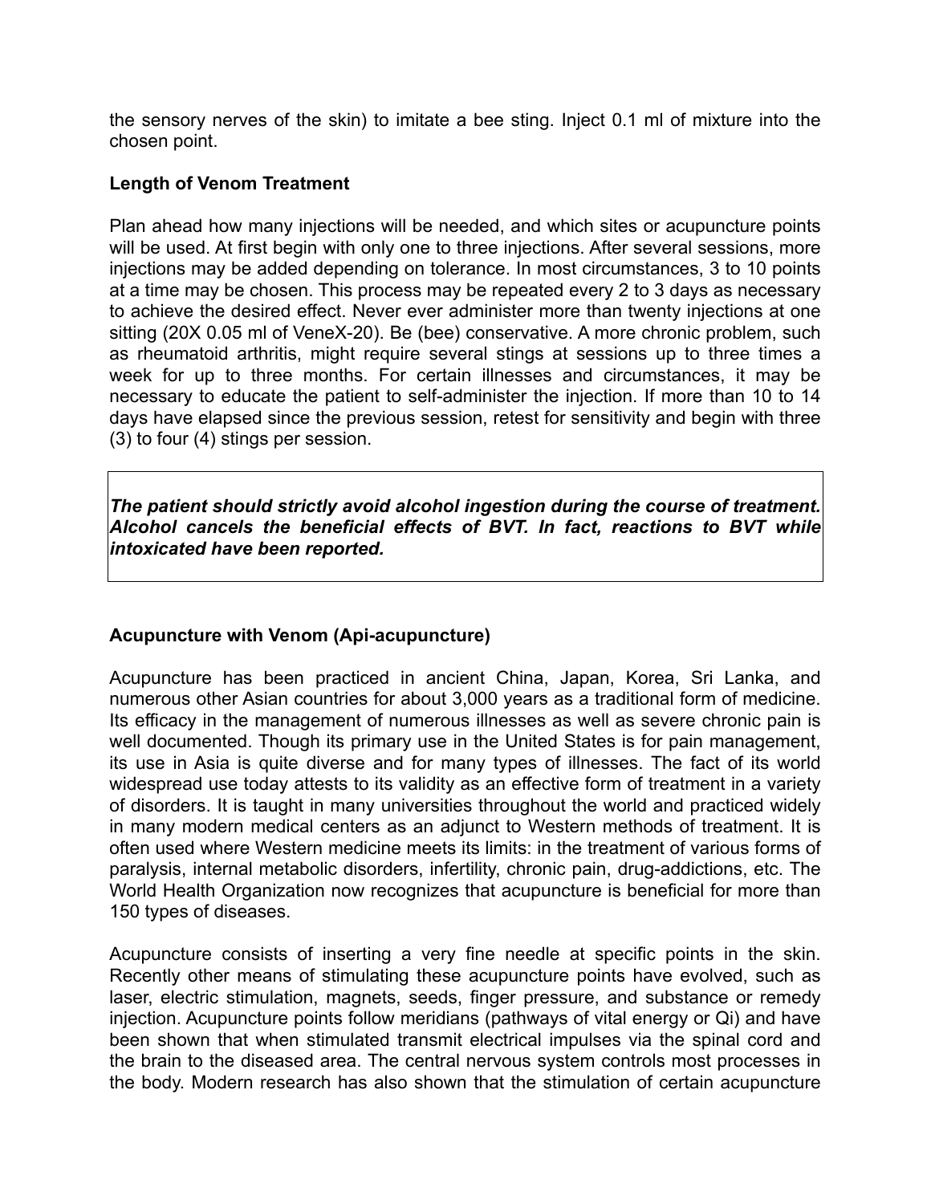the sensory nerves of the skin) to imitate a bee sting. Inject 0.1 ml of mixture into the chosen point.

**Length of Venom Treatment**

Plan ahead how many injections will be needed, and which sites or acupuncture points will be used. At first begin with only one to three injections. After several sessions, more injections may be added depending on tolerance. In most circumstances, 3 to 10 points at a time may be chosen. This process may be repeated every 2 to 3 days as necessary to achieve the desired effect. Never ever administer more than twenty injections at one sitting (20X 0.05 ml of VeneX-20). Be (bee) conservative. A more chronic problem, such as rheumatoid arthritis, might require several stings at sessions up to three times a week for up to three months. For certain illnesses and circumstances, it may be necessary to educate the patient to self-administer the injection. If more than 10 to 14 days have elapsed since the previous session, retest for sensitivity and begin with three (3) to four (4) stings per session.

***The patient should strictly avoid alcohol ingestion during the course of treatment. Alcohol cancels the beneficial effects of BVT. In fact, reactions to BVT while intoxicated have been reported.***

**Acupuncture with Venom (Api-acupuncture)**

Acupuncture has been practiced in ancient China, Japan, Korea, Sri Lanka, and numerous other Asian countries for about 3,000 years as a traditional form of medicine. Its efficacy in the management of numerous illnesses as well as severe chronic pain is well documented. Though its primary use in the United States is for pain management, its use in Asia is quite diverse and for many types of illnesses. The fact of its world widespread use today attests to its validity as an effective form of treatment in a variety of disorders. It is taught in many universities throughout the world and practiced widely in many modern medical centers as an adjunct to Western methods of treatment. It is often used where Western medicine meets its limits: in the treatment of various forms of paralysis, internal metabolic disorders, infertility, chronic pain, drug-addictions, etc. The World Health Organization now recognizes that acupuncture is beneficial for more than 150 types of diseases.

Acupuncture consists of inserting a very fine needle at specific points in the skin. Recently other means of stimulating these acupuncture points have evolved, such as laser, electric stimulation, magnets, seeds, finger pressure, and substance or remedy injection. Acupuncture points follow meridians (pathways of vital energy or Qi) and have been shown that when stimulated transmit electrical impulses via the spinal cord and the brain to the diseased area. The central nervous system controls most processes in the body. Modern research has also shown that the stimulation of certain acupuncture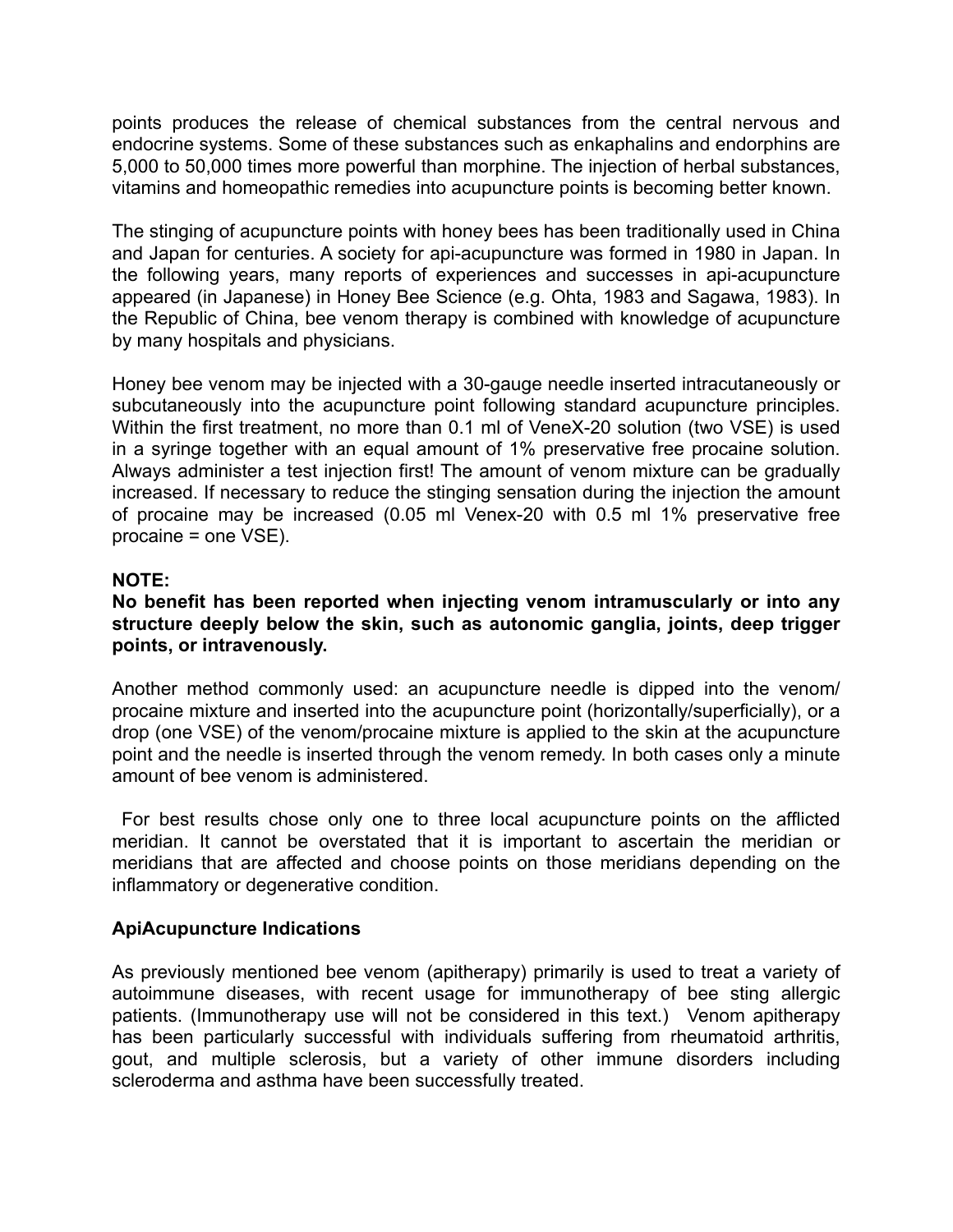points produces the release of chemical substances from the central nervous and endocrine systems. Some of these substances such as enkaphalins and endorphins are 5,000 to 50,000 times more powerful than morphine. The injection of herbal substances, vitamins and homeopathic remedies into acupuncture points is becoming better known.

The stinging of acupuncture points with honey bees has been traditionally used in China and Japan for centuries. A society for api-acupuncture was formed in 1980 in Japan. In the following years, many reports of experiences and successes in api-acupuncture appeared (in Japanese) in Honey Bee Science (e.g. Ohta, 1983 and Sagawa, 1983). In the Republic of China, bee venom therapy is combined with knowledge of acupuncture by many hospitals and physicians.

Honey bee venom may be injected with a 30-gauge needle inserted intracutaneously or subcutaneously into the acupuncture point following standard acupuncture principles. Within the first treatment, no more than 0.1 ml of VeneX-20 solution (two VSE) is used in a syringe together with an equal amount of 1% preservative free procaine solution. Always administer a test injection first! The amount of venom mixture can be gradually increased. If necessary to reduce the stinging sensation during the injection the amount of procaine may be increased (0.05 ml Venex-20 with 0.5 ml 1% preservative free procaine = one VSE).

**NOTE:**
**No benefit has been reported when injecting venom intramuscularly or into any structure deeply below the skin, such as autonomic ganglia, joints, deep trigger points, or intravenously.**

Another method commonly used: an acupuncture needle is dipped into the venom/ procaine mixture and inserted into the acupuncture point (horizontally/superficially), or a drop (one VSE) of the venom/procaine mixture is applied to the skin at the acupuncture point and the needle is inserted through the venom remedy. In both cases only a minute amount of bee venom is administered.

For best results chose only one to three local acupuncture points on the afflicted meridian. It cannot be overstated that it is important to ascertain the meridian or meridians that are affected and choose points on those meridians depending on the inflammatory or degenerative condition.

### ApiAcupuncture Indications

As previously mentioned bee venom (apitherapy) primarily is used to treat a variety of autoimmune diseases, with recent usage for immunotherapy of bee sting allergic patients. (Immunotherapy use will not be considered in this text.) Venom apitherapy has been particularly successful with individuals suffering from rheumatoid arthritis, gout, and multiple sclerosis, but a variety of other immune disorders including scleroderma and asthma have been successfully treated.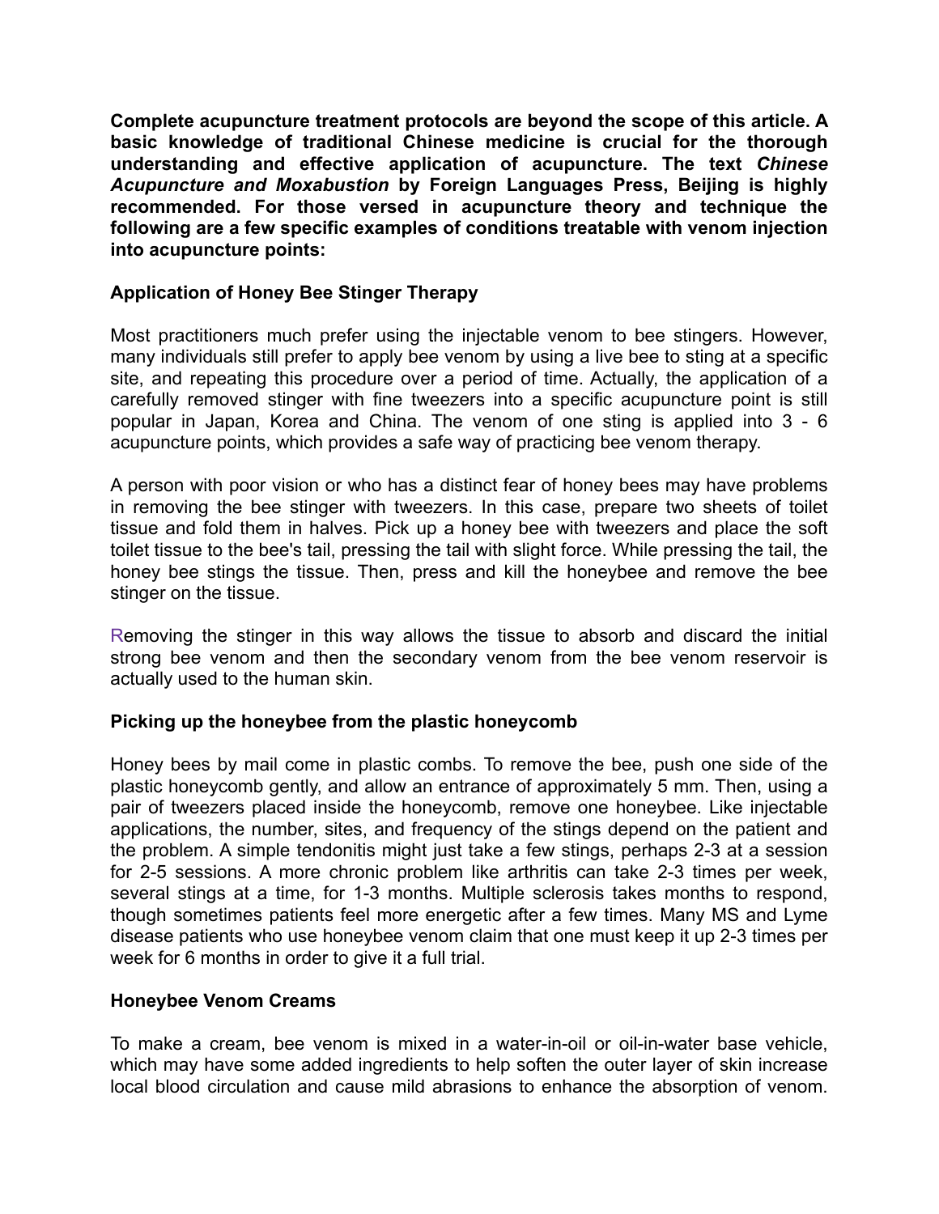**Complete acupuncture treatment protocols are beyond the scope of this article. A basic knowledge of traditional Chinese medicine is crucial for the thorough understanding and effective application of acupuncture. The text *Chinese Acupuncture and Moxabustion* by Foreign Languages Press, Beijing is highly recommended. For those versed in acupuncture theory and technique the following are a few specific examples of conditions treatable with venom injection into acupuncture points:**

### Application of Honey Bee Stinger Therapy

Most practitioners much prefer using the injectable venom to bee stingers. However, many individuals still prefer to apply bee venom by using a live bee to sting at a specific site, and repeating this procedure over a period of time. Actually, the application of a carefully removed stinger with fine tweezers into a specific acupuncture point is still popular in Japan, Korea and China. The venom of one sting is applied into 3 - 6 acupuncture points, which provides a safe way of practicing bee venom therapy.

A person with poor vision or who has a distinct fear of honey bees may have problems in removing the bee stinger with tweezers. In this case, prepare two sheets of toilet tissue and fold them in halves. Pick up a honey bee with tweezers and place the soft toilet tissue to the bee's tail, pressing the tail with slight force. While pressing the tail, the honey bee stings the tissue. Then, press and kill the honeybee and remove the bee stinger on the tissue.

Removing the stinger in this way allows the tissue to absorb and discard the initial strong bee venom and then the secondary venom from the bee venom reservoir is actually used to the human skin.

### Picking up the honeybee from the plastic honeycomb

Honey bees by mail come in plastic combs. To remove the bee, push one side of the plastic honeycomb gently, and allow an entrance of approximately 5 mm. Then, using a pair of tweezers placed inside the honeycomb, remove one honeybee. Like injectable applications, the number, sites, and frequency of the stings depend on the patient and the problem. A simple tendonitis might just take a few stings, perhaps 2-3 at a session for 2-5 sessions. A more chronic problem like arthritis can take 2-3 times per week, several stings at a time, for 1-3 months. Multiple sclerosis takes months to respond, though sometimes patients feel more energetic after a few times. Many MS and Lyme disease patients who use honeybee venom claim that one must keep it up 2-3 times per week for 6 months in order to give it a full trial.

### Honeybee Venom Creams

To make a cream, bee venom is mixed in a water-in-oil or oil-in-water base vehicle, which may have some added ingredients to help soften the outer layer of skin increase local blood circulation and cause mild abrasions to enhance the absorption of venom.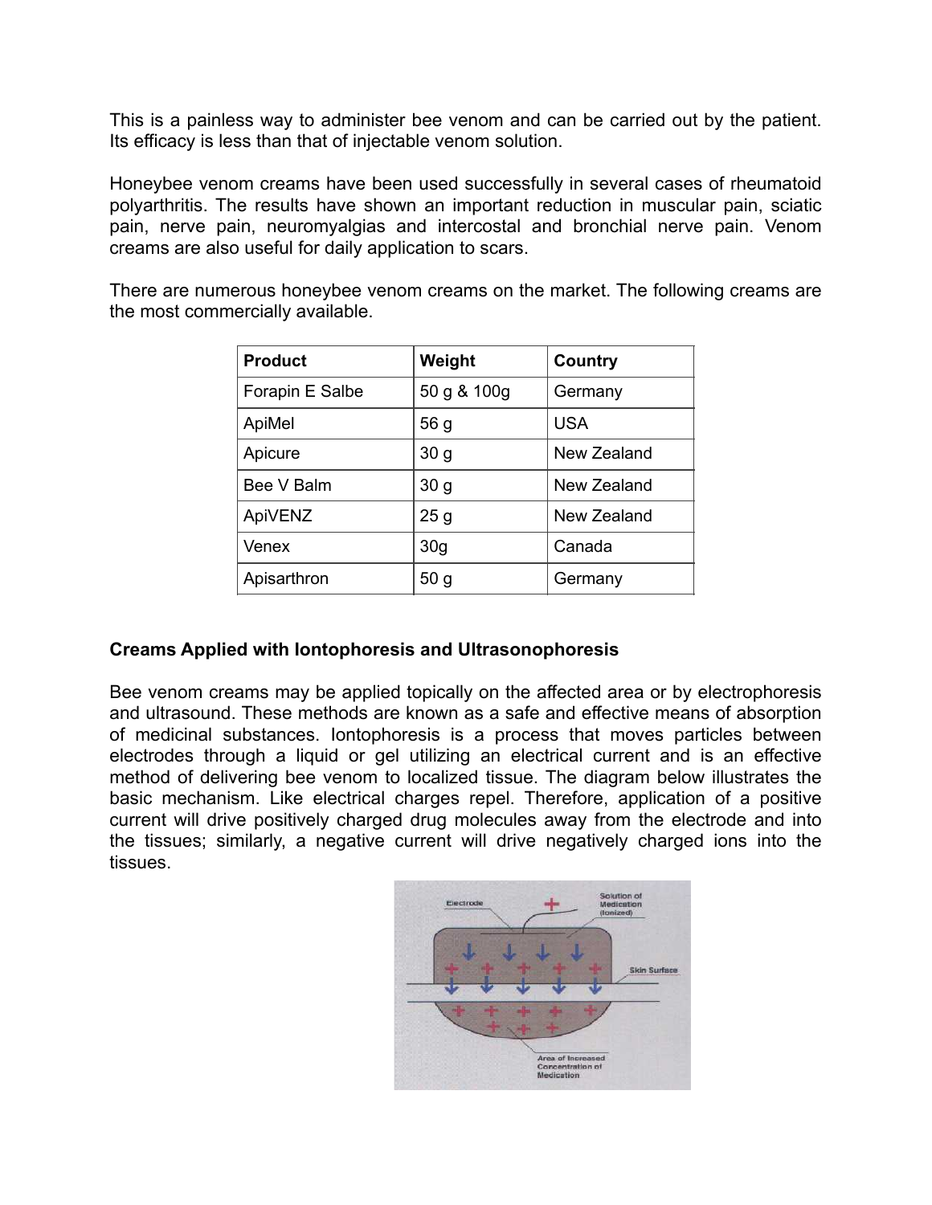This is a painless way to administer bee venom and can be carried out by the patient. Its efficacy is less than that of injectable venom solution.

Honeybee venom creams have been used successfully in several cases of rheumatoid polyarthritis. The results have shown an important reduction in muscular pain, sciatic pain, nerve pain, neuromyalgias and intercostal and bronchial nerve pain. Venom creams are also useful for daily application to scars.

There are numerous honeybee venom creams on the market. The following creams are the most commercially available.

| Product | Weight | Country |
| --- | --- | --- |
| Forapin E Salbe | 50 g & 100g | Germany |
| ApiMel | 56 g | USA |
| Apicure | 30 g | New Zealand |
| Bee V Balm | 30 g | New Zealand |
| ApiVENZ | 25 g | New Zealand |
| Venex | 30g | Canada |
| Apisarthron | 50 g | Germany |

**Creams Applied with Iontophoresis and Ultrasonophoresis**

Bee venom creams may be applied topically on the affected area or by electrophoresis and ultrasound. These methods are known as a safe and effective means of absorption of medicinal substances. Iontophoresis is a process that moves particles between electrodes through a liquid or gel utilizing an electrical current and is an effective method of delivering bee venom to localized tissue. The diagram below illustrates the basic mechanism. Like electrical charges repel. Therefore, application of a positive current will drive positively charged drug molecules away from the electrode and into the tissues; similarly, a negative current will drive negatively charged ions into the tissues.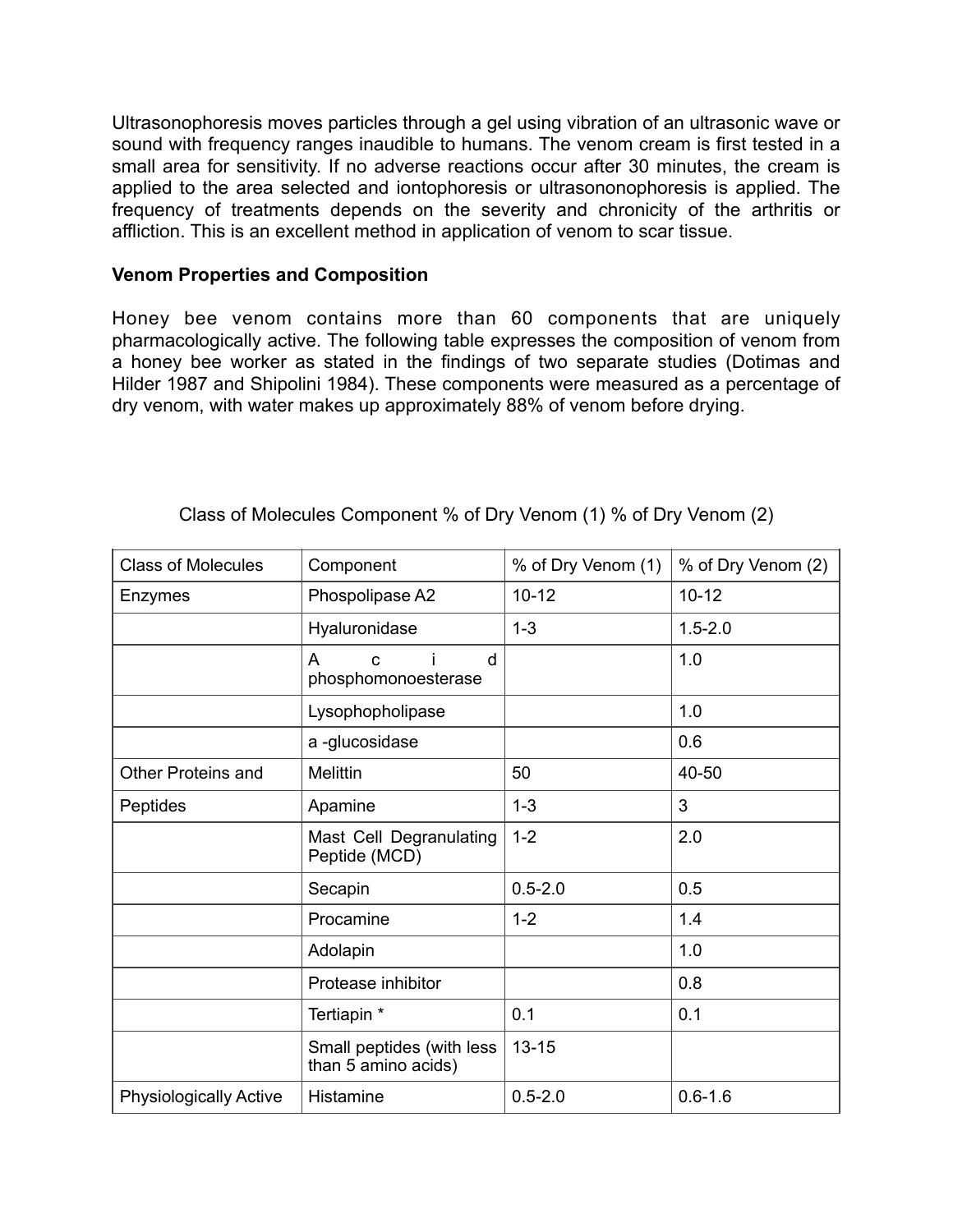Ultrasonophoresis moves particles through a gel using vibration of an ultrasonic wave or sound with frequency ranges inaudible to humans. The venom cream is first tested in a small area for sensitivity. If no adverse reactions occur after 30 minutes, the cream is applied to the area selected and iontophoresis or ultrasononophoresis is applied. The frequency of treatments depends on the severity and chronicity of the arthritis or affliction. This is an excellent method in application of venom to scar tissue.

**Venom Properties and Composition**

Honey bee venom contains more than 60 components that are uniquely pharmacologically active. The following table expresses the composition of venom from a honey bee worker as stated in the findings of two separate studies (Dotimas and Hilder 1987 and Shipolini 1984). These components were measured as a percentage of dry venom, with water makes up approximately 88% of venom before drying.

Class of Molecules Component % of Dry Venom (1) % of Dry Venom (2)

| Class of Molecules | Component | % of Dry Venom (1) | % of Dry Venom (2) |
|---|---|---|---|
| Enzymes | Phospolipase A2 | 10-12 | 10-12 |
| | Hyaluronidase | 1-3 | 1.5-2.0 |
| | Acid phosphomonoesterase | | 1.0 |
| | Lysophopholipase | | 1.0 |
| | a -glucosidase | | 0.6 |
| Other Proteins and | Melittin | 50 | 40-50 |
| Peptides | Apamine | 1-3 | 3 |
| | Mast Cell Degranulating Peptide (MCD) | 1-2 | 2.0 |
| | Secapin | 0.5-2.0 | 0.5 |
| | Procamine | 1-2 | 1.4 |
| | Adolapin | | 1.0 |
| | Protease inhibitor | | 0.8 |
| | Tertiapin * | 0.1 | 0.1 |
| | Small peptides (with less than 5 amino acids) | 13-15 | |
| Physiologically Active | Histamine | 0.5-2.0 | 0.6-1.6 |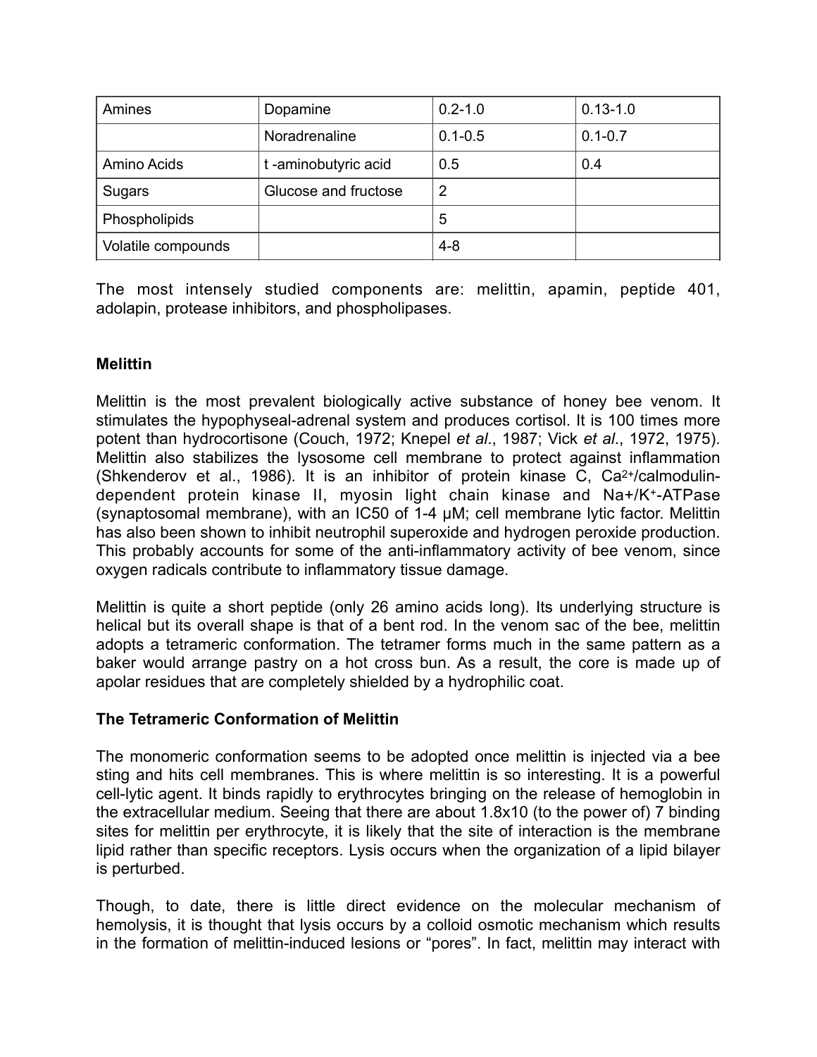| Amines | Dopamine | 0.2-1.0 | 0.13-1.0 |
| --- | --- | --- | --- |
| | Noradrenaline | 0.1-0.5 | 0.1-0.7 |
| Amino Acids | t -aminobutyric acid | 0.5 | 0.4 |
| Sugars | Glucose and fructose | 2 | |
| Phospholipids | | 5 | |
| Volatile compounds | | 4-8 | |

The most intensely studied components are: melittin, apamin, peptide 401, adolapin, protease inhibitors, and phospholipases.

**Melittin**

Melittin is the most prevalent biologically active substance of honey bee venom. It stimulates the hypophyseal-adrenal system and produces cortisol. It is 100 times more potent than hydrocortisone (Couch, 1972; Knepel *et al*., 1987; Vick *et al*., 1972, 1975). Melittin also stabilizes the lysosome cell membrane to protect against inflammation (Shkenderov et al., 1986). It is an inhibitor of protein kinase C, $Ca^{2+}$/calmodulin-dependent protein kinase II, myosin light chain kinase and $Na^+/K^+$-ATPase (synaptosomal membrane), with an IC50 of 1-4 μM; cell membrane lytic factor. Melittin has also been shown to inhibit neutrophil superoxide and hydrogen peroxide production. This probably accounts for some of the anti-inflammatory activity of bee venom, since oxygen radicals contribute to inflammatory tissue damage.

Melittin is quite a short peptide (only 26 amino acids long). Its underlying structure is helical but its overall shape is that of a bent rod. In the venom sac of the bee, melittin adopts a tetrameric conformation. The tetramer forms much in the same pattern as a baker would arrange pastry on a hot cross bun. As a result, the core is made up of apolar residues that are completely shielded by a hydrophilic coat.

**The Tetrameric Conformation of Melittin**

The monomeric conformation seems to be adopted once melittin is injected via a bee sting and hits cell membranes. This is where melittin is so interesting. It is a powerful cell-lytic agent. It binds rapidly to erythrocytes bringing on the release of hemoglobin in the extracellular medium. Seeing that there are about 1.8x10 (to the power of) 7 binding sites for melittin per erythrocyte, it is likely that the site of interaction is the membrane lipid rather than specific receptors. Lysis occurs when the organization of a lipid bilayer is perturbed.

Though, to date, there is little direct evidence on the molecular mechanism of hemolysis, it is thought that lysis occurs by a colloid osmotic mechanism which results in the formation of melittin-induced lesions or "pores". In fact, melittin may interact with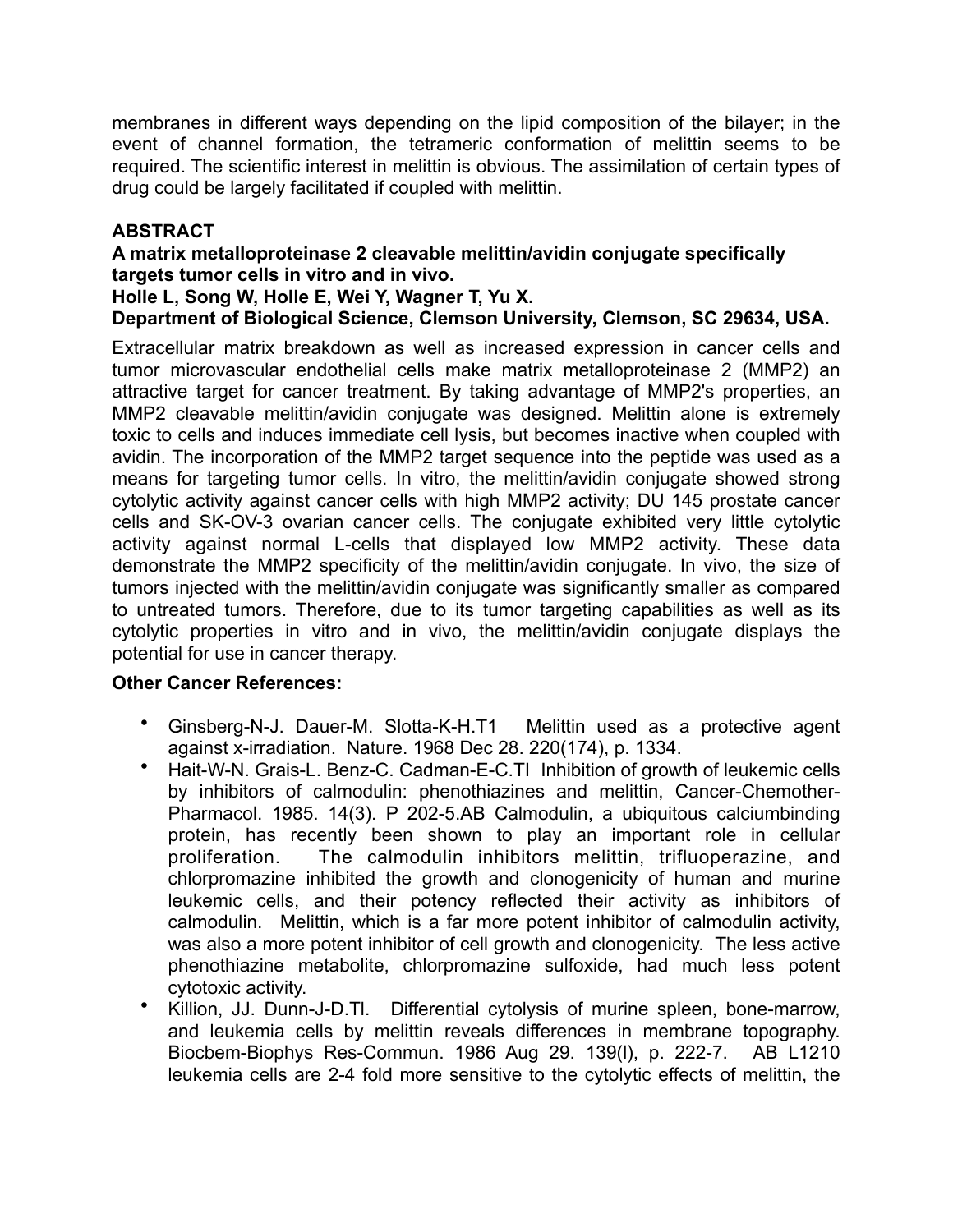membranes in different ways depending on the lipid composition of the bilayer; in the event of channel formation, the tetrameric conformation of melittin seems to be required. The scientific interest in melittin is obvious. The assimilation of certain types of drug could be largely facilitated if coupled with melittin.

**ABSTRACT**

**A matrix metalloproteinase 2 cleavable melittin/avidin conjugate specifically targets tumor cells in vitro and in vivo.**

**Holle L, Song W, Holle E, Wei Y, Wagner T, Yu X.**

**Department of Biological Science, Clemson University, Clemson, SC 29634, USA.**

Extracellular matrix breakdown as well as increased expression in cancer cells and tumor microvascular endothelial cells make matrix metalloproteinase 2 (MMP2) an attractive target for cancer treatment. By taking advantage of MMP2's properties, an MMP2 cleavable melittin/avidin conjugate was designed. Melittin alone is extremely toxic to cells and induces immediate cell lysis, but becomes inactive when coupled with avidin. The incorporation of the MMP2 target sequence into the peptide was used as a means for targeting tumor cells. In vitro, the melittin/avidin conjugate showed strong cytolytic activity against cancer cells with high MMP2 activity; DU 145 prostate cancer cells and SK-OV-3 ovarian cancer cells. The conjugate exhibited very little cytolytic activity against normal L-cells that displayed low MMP2 activity. These data demonstrate the MMP2 specificity of the melittin/avidin conjugate. In vivo, the size of tumors injected with the melittin/avidin conjugate was significantly smaller as compared to untreated tumors. Therefore, due to its tumor targeting capabilities as well as its cytolytic properties in vitro and in vivo, the melittin/avidin conjugate displays the potential for use in cancer therapy.

**Other Cancer References:**

- Ginsberg-N-J. Dauer-M. Slotta-K-H.T1 Melittin used as a protective agent against x-irradiation. Nature. 1968 Dec 28. 220(174), p. 1334.
- Hait-W-N. Grais-L. Benz-C. Cadman-E-C.TI Inhibition of growth of leukemic cells by inhibitors of calmodulin: phenothiazines and melittin, Cancer-Chemother-Pharmacol. 1985. 14(3). P 202-5.AB Calmodulin, a ubiquitous calciumbinding protein, has recently been shown to play an important role in cellular proliferation. The calmodulin inhibitors melittin, trifluoperazine, and chlorpromazine inhibited the growth and clonogenicity of human and murine leukemic cells, and their potency reflected their activity as inhibitors of calmodulin. Melittin, which is a far more potent inhibitor of calmodulin activity, was also a more potent inhibitor of cell growth and clonogenicity. The less active phenothiazine metabolite, chlorpromazine sulfoxide, had much less potent cytotoxic activity.
- Killion, JJ. Dunn-J-D.Tl. Differential cytolysis of murine spleen, bone-marrow, and leukemia cells by melittin reveals differences in membrane topography. Biocbem-Biophys Res-Commun. 1986 Aug 29. 139(l), p. 222-7. AB L1210 leukemia cells are 2-4 fold more sensitive to the cytolytic effects of melittin, the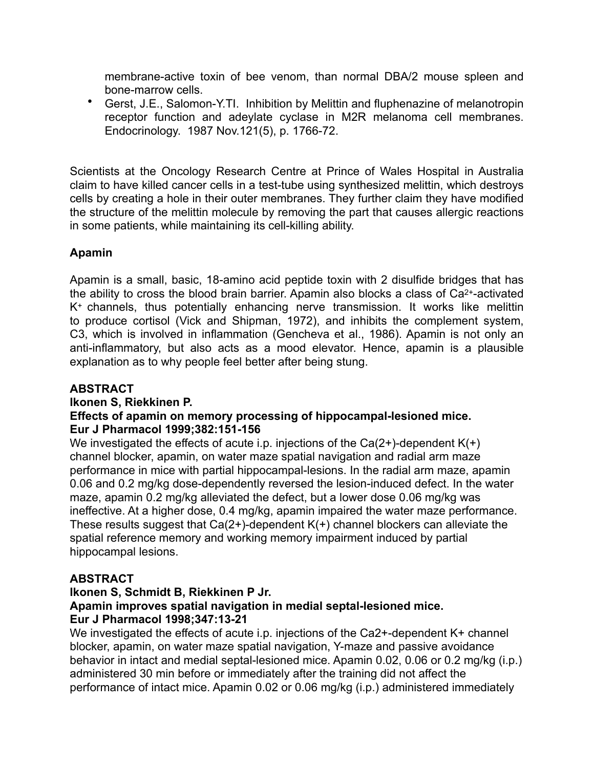membrane-active toxin of bee venom, than normal DBA/2 mouse spleen and bone-marrow cells.

- Gerst, J.E., Salomon-Y.TI. Inhibition by Melittin and fluphenazine of melanotropin receptor function and adeylate cyclase in M2R melanoma cell membranes. Endocrinology. 1987 Nov.121(5), p. 1766-72.

Scientists at the Oncology Research Centre at Prince of Wales Hospital in Australia claim to have killed cancer cells in a test-tube using synthesized melittin, which destroys cells by creating a hole in their outer membranes. They further claim they have modified the structure of the melittin molecule by removing the part that causes allergic reactions in some patients, while maintaining its cell-killing ability.

**Apamin**

Apamin is a small, basic, 18-amino acid peptide toxin with 2 disulfide bridges that has the ability to cross the blood brain barrier. Apamin also blocks a class of $Ca^{2+}$-activated $K^{+}$ channels, thus potentially enhancing nerve transmission. It works like melittin to produce cortisol (Vick and Shipman, 1972), and inhibits the complement system, C3, which is involved in inflammation (Gencheva et al., 1986). Apamin is not only an anti-inflammatory, but also acts as a mood elevator. Hence, apamin is a plausible explanation as to why people feel better after being stung.

**ABSTRACT**
**Ikonen S, Riekkinen P.**
**Effects of apamin on memory processing of hippocampal-lesioned mice.**
**Eur J Pharmacol 1999;382:151-156**

We investigated the effects of acute i.p. injections of the Ca(2+)-dependent K(+) channel blocker, apamin, on water maze spatial navigation and radial arm maze performance in mice with partial hippocampal-lesions. In the radial arm maze, apamin 0.06 and 0.2 mg/kg dose-dependently reversed the lesion-induced defect. In the water maze, apamin 0.2 mg/kg alleviated the defect, but a lower dose 0.06 mg/kg was ineffective. At a higher dose, 0.4 mg/kg, apamin impaired the water maze performance. These results suggest that Ca(2+)-dependent K(+) channel blockers can alleviate the spatial reference memory and working memory impairment induced by partial hippocampal lesions.

**ABSTRACT**
**Ikonen S, Schmidt B, Riekkinen P Jr.**
**Apamin improves spatial navigation in medial septal-lesioned mice.**
**Eur J Pharmacol 1998;347:13-21**

We investigated the effects of acute i.p. injections of the Ca2+-dependent K+ channel blocker, apamin, on water maze spatial navigation, Y-maze and passive avoidance behavior in intact and medial septal-lesioned mice. Apamin 0.02, 0.06 or 0.2 mg/kg (i.p.) administered 30 min before or immediately after the training did not affect the performance of intact mice. Apamin 0.02 or 0.06 mg/kg (i.p.) administered immediately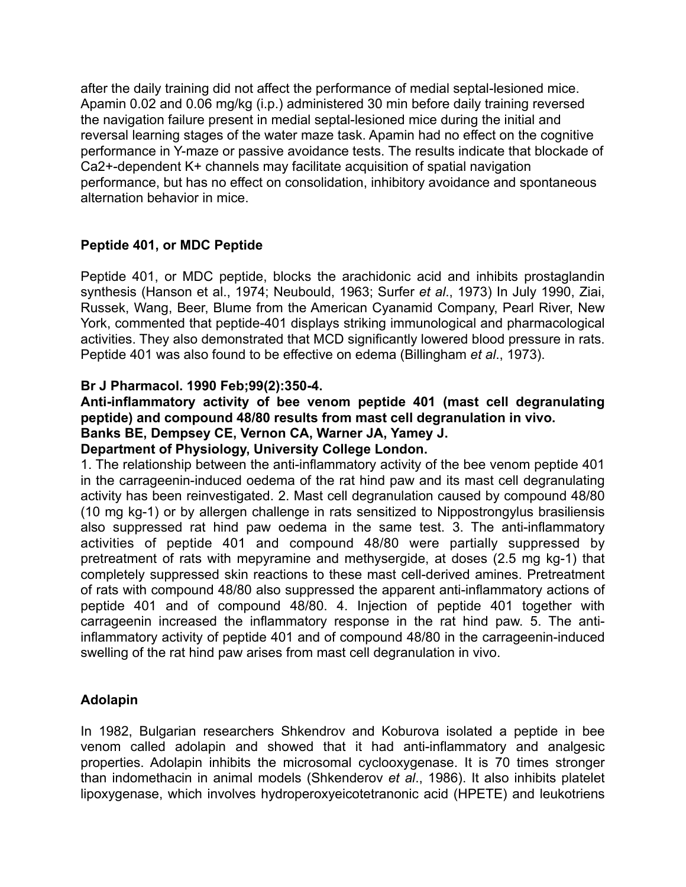after the daily training did not affect the performance of medial septal-lesioned mice. Apamin 0.02 and 0.06 mg/kg (i.p.) administered 30 min before daily training reversed the navigation failure present in medial septal-lesioned mice during the initial and reversal learning stages of the water maze task. Apamin had no effect on the cognitive performance in Y-maze or passive avoidance tests. The results indicate that blockade of $Ca^{2+}$-dependent $K^+$ channels may facilitate acquisition of spatial navigation performance, but has no effect on consolidation, inhibitory avoidance and spontaneous alternation behavior in mice.

## Peptide 401, or MDC Peptide

Peptide 401, or MDC peptide, blocks the arachidonic acid and inhibits prostaglandin synthesis (Hanson et al., 1974; Neubould, 1963; Surfer *et al*., 1973) In July 1990, Ziai, Russek, Wang, Beer, Blume from the American Cyanamid Company, Pearl River, New York, commented that peptide-401 displays striking immunological and pharmacological activities. They also demonstrated that MCD significantly lowered blood pressure in rats. Peptide 401 was also found to be effective on edema (Billingham *et al*., 1973).

**Br J Pharmacol. 1990 Feb;99(2):350-4.**
**Anti-inflammatory activity of bee venom peptide 401 (mast cell degranulating peptide) and compound 48/80 results from mast cell degranulation in vivo.**
**Banks BE, Dempsey CE, Vernon CA, Warner JA, Yamey J.**
**Department of Physiology, University College London.**

1. The relationship between the anti-inflammatory activity of the bee venom peptide 401 in the carrageenin-induced oedema of the rat hind paw and its mast cell degranulating activity has been reinvestigated. 2. Mast cell degranulation caused by compound 48/80 (10 mg $kg^{-1}$) or by allergen challenge in rats sensitized to Nippostrongylus brasiliensis also suppressed rat hind paw oedema in the same test. 3. The anti-inflammatory activities of peptide 401 and compound 48/80 were partially suppressed by pretreatment of rats with mepyramine and methysergide, at doses (2.5 mg $kg^{-1}$) that completely suppressed skin reactions to these mast cell-derived amines. Pretreatment of rats with compound 48/80 also suppressed the apparent anti-inflammatory actions of peptide 401 and of compound 48/80. 4. Injection of peptide 401 together with carrageenin increased the inflammatory response in the rat hind paw. 5. The anti-inflammatory activity of peptide 401 and of compound 48/80 in the carrageenin-induced swelling of the rat hind paw arises from mast cell degranulation in vivo.

## Adolapin

In 1982, Bulgarian researchers Shkendrov and Koburova isolated a peptide in bee venom called adolapin and showed that it had anti-inflammatory and analgesic properties. Adolapin inhibits the microsomal cyclooxygenase. It is 70 times stronger than indomethacin in animal models (Shkenderov *et al*., 1986). It also inhibits platelet lipoxygenase, which involves hydroperoxyeicotetranonic acid (HPETE) and leukotriens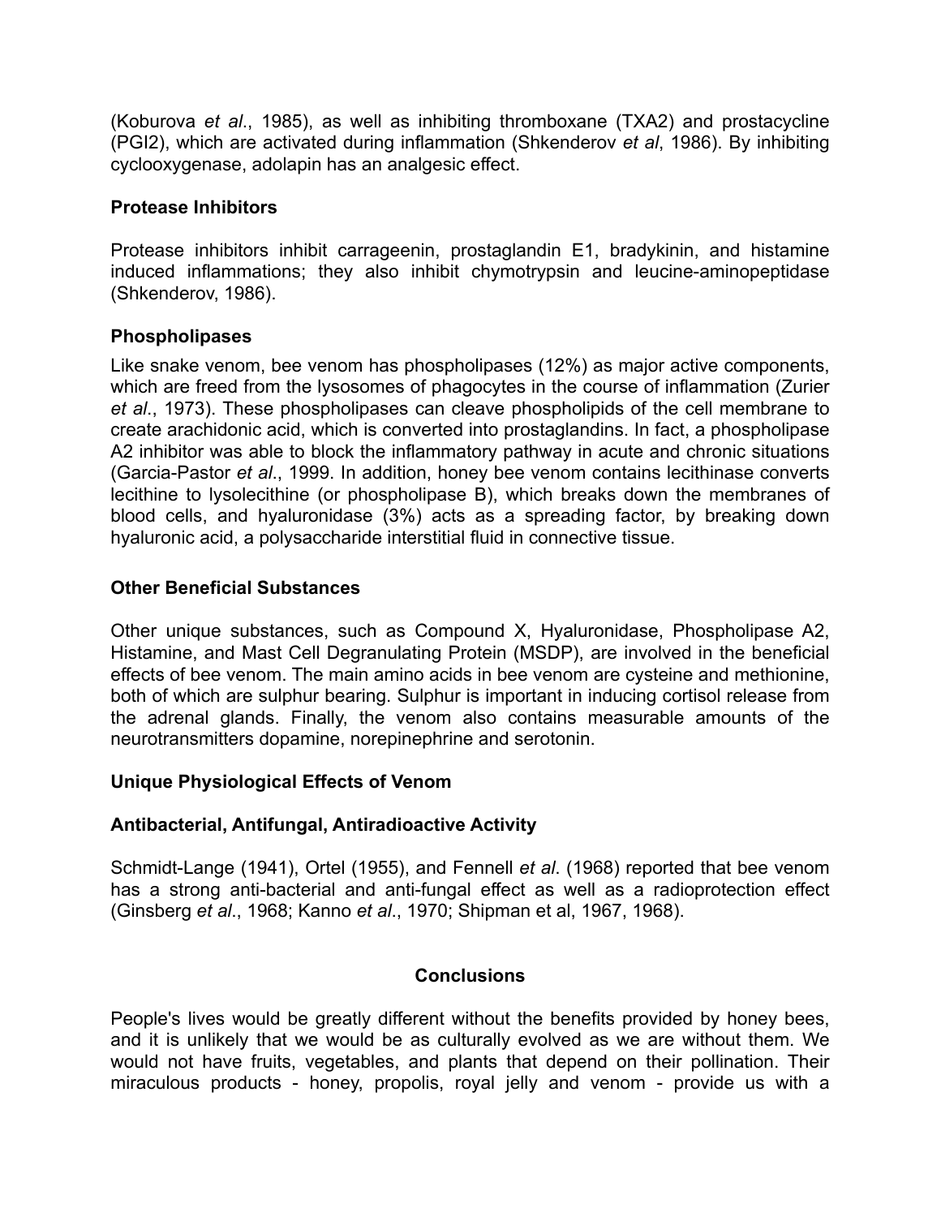(Koburova *et al*., 1985), as well as inhibiting thromboxane (TXA2) and prostacycline (PGI2), which are activated during inflammation (Shkenderov *et al*, 1986). By inhibiting cyclooxygenase, adolapin has an analgesic effect.

### Protease Inhibitors

Protease inhibitors inhibit carrageenin, prostaglandin E1, bradykinin, and histamine induced inflammations; they also inhibit chymotrypsin and leucine-aminopeptidase (Shkenderov, 1986).

### Phospholipases

Like snake venom, bee venom has phospholipases (12%) as major active components, which are freed from the lysosomes of phagocytes in the course of inflammation (Zurier *et al*., 1973). These phospholipases can cleave phospholipids of the cell membrane to create arachidonic acid, which is converted into prostaglandins. In fact, a phospholipase A2 inhibitor was able to block the inflammatory pathway in acute and chronic situations (Garcia-Pastor *et al*., 1999. In addition, honey bee venom contains lecithinase converts lecithine to lysolecithine (or phospholipase B), which breaks down the membranes of blood cells, and hyaluronidase (3%) acts as a spreading factor, by breaking down hyaluronic acid, a polysaccharide interstitial fluid in connective tissue.

### Other Beneficial Substances

Other unique substances, such as Compound X, Hyaluronidase, Phospholipase A2, Histamine, and Mast Cell Degranulating Protein (MSDP), are involved in the beneficial effects of bee venom. The main amino acids in bee venom are cysteine and methionine, both of which are sulphur bearing. Sulphur is important in inducing cortisol release from the adrenal glands. Finally, the venom also contains measurable amounts of the neurotransmitters dopamine, norepinephrine and serotonin.

### Unique Physiological Effects of Venom

### Antibacterial, Antifungal, Antiradioactive Activity

Schmidt-Lange (1941), Ortel (1955), and Fennell *et al*. (1968) reported that bee venom has a strong anti-bacterial and anti-fungal effect as well as a radioprotection effect (Ginsberg *et al*., 1968; Kanno *et al*., 1970; Shipman et al, 1967, 1968).

## Conclusions

People's lives would be greatly different without the benefits provided by honey bees, and it is unlikely that we would be as culturally evolved as we are without them. We would not have fruits, vegetables, and plants that depend on their pollination. Their miraculous products - honey, propolis, royal jelly and venom - provide us with a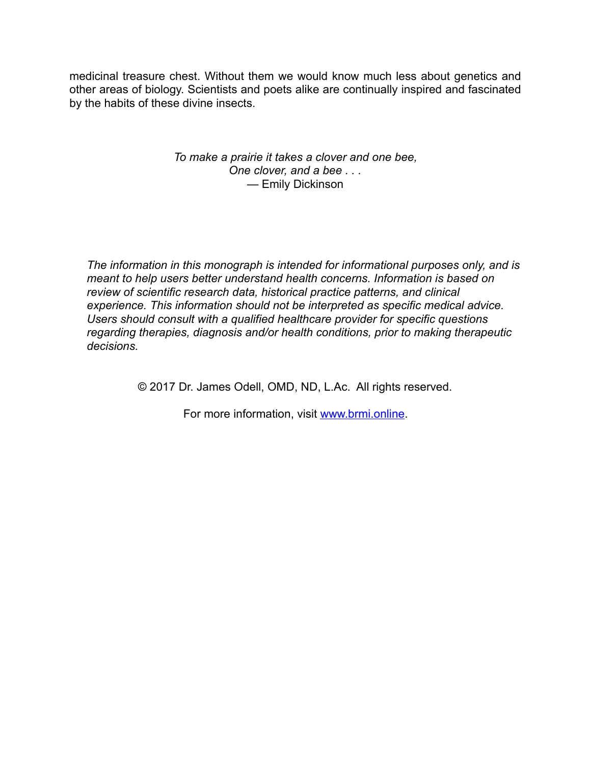medicinal treasure chest. Without them we would know much less about genetics and other areas of biology. Scientists and poets alike are continually inspired and fascinated by the habits of these divine insects.

*To make a prairie it takes a clover and one bee,*
*One clover, and a bee . . .*
— Emily Dickinson

*The information in this monograph is intended for informational purposes only, and is meant to help users better understand health concerns. Information is based on review of scientific research data, historical practice patterns, and clinical experience. This information should not be interpreted as specific medical advice. Users should consult with a qualified healthcare provider for specific questions regarding therapies, diagnosis and/or health conditions, prior to making therapeutic decisions.*

© 2017 Dr. James Odell, OMD, ND, L.Ac. All rights reserved.

For more information, visit [www.brmi.online](http://www.brmi.online).